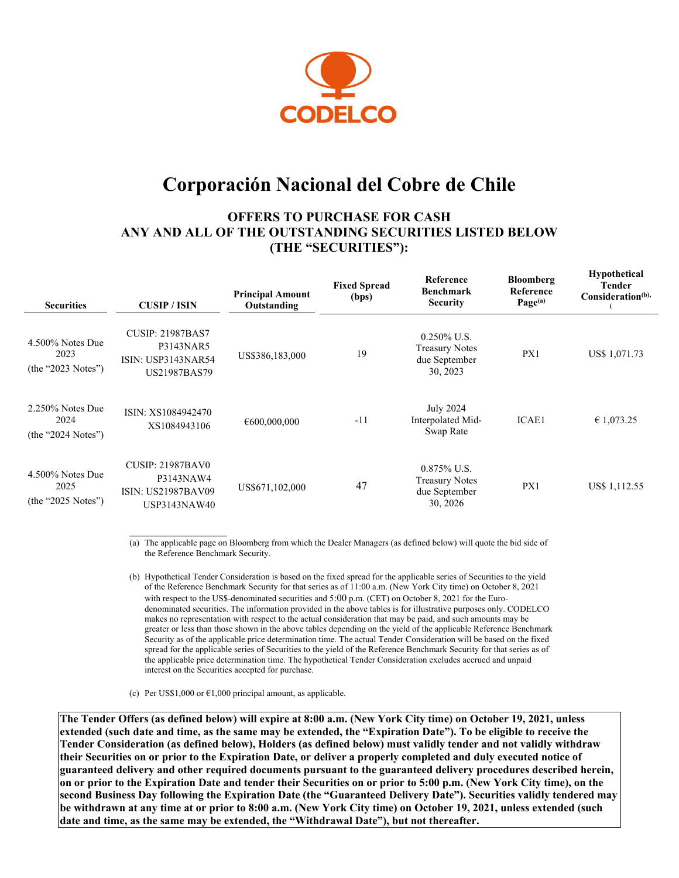CODELCO

# Corporación Nacional del Cobre de Chile

## OFFERS TO PURCHASE FOR CASH ANY AND ALL OF THE OUTSTANDING SECURITIES LISTED BELOW (THE "SECURITIES"):

| Securities | CUSIP / ISIN | Principal Amount Outstanding | Fixed Spread (bps) | Reference Benchmark Security | Bloomberg Reference Page[(a)] | Hypothetical Tender Consideration[(b), (c)] |
|---|---|---|---|---|---|---|
| 4.500% Notes Due 2023 (the "2023 Notes") | CUSIP: 21987BAS7 P3143NAR5 ISIN: USP3143NAR54 US21987BAS79 | US$386,183,000 | 19 | 0.250% U.S. Treasury Notes due September 30, 2023 | PX1 | US$ 1,071.73 |
| 2.250% Notes Due 2024 (the "2024 Notes") | ISIN: XS1084942470 XS1084943106 | €600,000,000 | -11 | July 2024 Interpolated Mid-Swap Rate | ICAE1 | € 1,073.25 |
| 4.500% Notes Due 2025 (the "2025 Notes") | CUSIP: 21987BAV0 P3143NAW4 ISIN: US21987BAV09 USP3143NAW40 | US$671,102,000 | 47 | 0.875% U.S. Treasury Notes due September 30, 2026 | PX1 | US$ 1,112.55 |

(a) The applicable page on Bloomberg from which the Dealer Managers (as defined below) will quote the bid side of the Reference Benchmark Security.

(b) Hypothetical Tender Consideration is based on the fixed spread for the applicable series of Securities to the yield of the Reference Benchmark Security for that series as of 11:00 a.m. (New York City time) on October 8, 2021 with respect to the US$-denominated securities and 5:00 p.m. (CET) on October 8, 2021 for the Euro-denominated securities. The information provided in the above tables is for illustrative purposes only. CODELCO makes no representation with respect to the actual consideration that may be paid, and such amounts may be greater or less than those shown in the above tables depending on the yield of the applicable Reference Benchmark Security as of the applicable price determination time. The actual Tender Consideration will be based on the fixed spread for the applicable series of Securities to the yield of the Reference Benchmark Security for that series as of the applicable price determination time. The hypothetical Tender Consideration excludes accrued and unpaid interest on the Securities accepted for purchase.

(c) Per US$1,000 or €1,000 principal amount, as applicable.

**The Tender Offers (as defined below) will expire at 8:00 a.m. (New York City time) on October 19, 2021, unless extended (such date and time, as the same may be extended, the "Expiration Date"). To be eligible to receive the Tender Consideration (as defined below), Holders (as defined below) must validly tender and not validly withdraw their Securities on or prior to the Expiration Date, or deliver a properly completed and duly executed notice of guaranteed delivery and other required documents pursuant to the guaranteed delivery procedures described herein, on or prior to the Expiration Date and tender their Securities on or prior to 5:00 p.m. (New York City time), on the second Business Day following the Expiration Date (the "Guaranteed Delivery Date"). Securities validly tendered may be withdrawn at any time at or prior to 8:00 a.m. (New York City time) on October 19, 2021, unless extended (such date and time, as the same may be extended, the "Withdrawal Date"), but not thereafter.**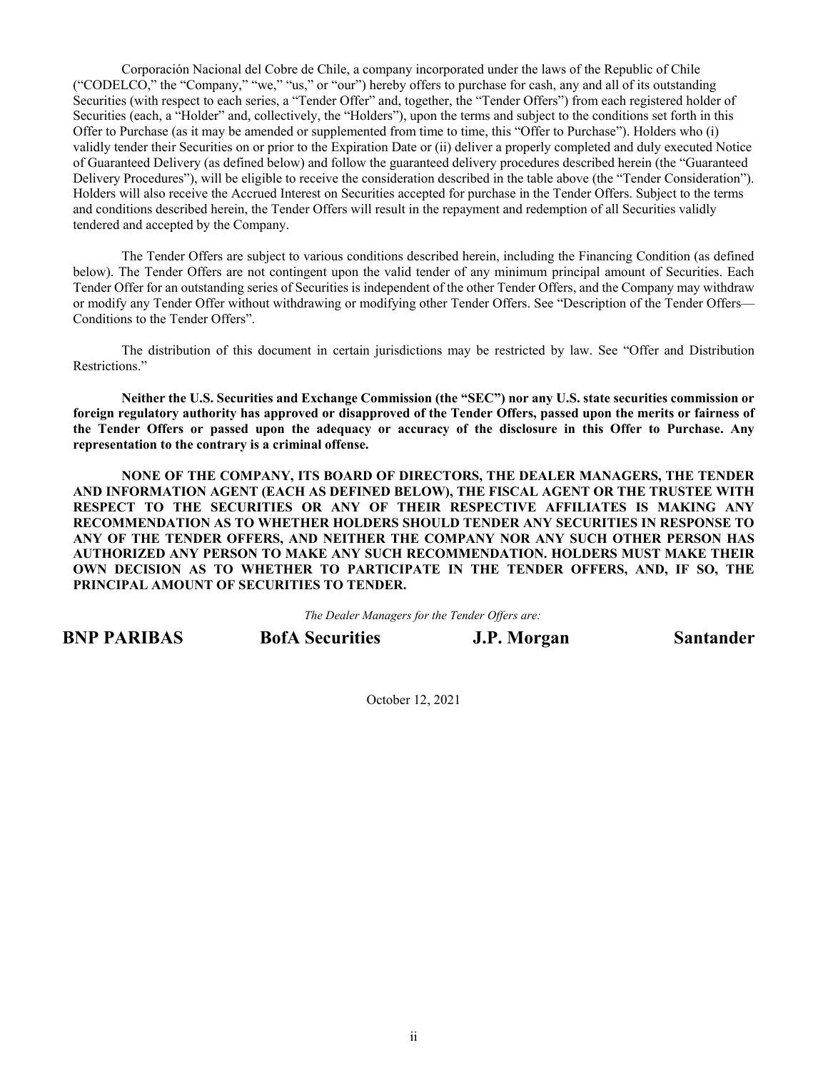Corporación Nacional del Cobre de Chile, a company incorporated under the laws of the Republic of Chile ("CODELCO," the "Company," "we," "us," or "our") hereby offers to purchase for cash, any and all of its outstanding Securities (with respect to each series, a "Tender Offer" and, together, the "Tender Offers") from each registered holder of Securities (each, a "Holder" and, collectively, the "Holders"), upon the terms and subject to the conditions set forth in this Offer to Purchase (as it may be amended or supplemented from time to time, this "Offer to Purchase"). Holders who (i) validly tender their Securities on or prior to the Expiration Date or (ii) deliver a properly completed and duly executed Notice of Guaranteed Delivery (as defined below) and follow the guaranteed delivery procedures described herein (the "Guaranteed Delivery Procedures"), will be eligible to receive the consideration described in the table above (the "Tender Consideration"). Holders will also receive the Accrued Interest on Securities accepted for purchase in the Tender Offers. Subject to the terms and conditions described herein, the Tender Offers will result in the repayment and redemption of all Securities validly tendered and accepted by the Company.

The Tender Offers are subject to various conditions described herein, including the Financing Condition (as defined below). The Tender Offers are not contingent upon the valid tender of any minimum principal amount of Securities. Each Tender Offer for an outstanding series of Securities is independent of the other Tender Offers, and the Company may withdraw or modify any Tender Offer without withdrawing or modifying other Tender Offers. See "Description of the Tender Offers—Conditions to the Tender Offers".

The distribution of this document in certain jurisdictions may be restricted by law. See "Offer and Distribution Restrictions."

**Neither the U.S. Securities and Exchange Commission (the "SEC") nor any U.S. state securities commission or foreign regulatory authority has approved or disapproved of the Tender Offers, passed upon the merits or fairness of the Tender Offers or passed upon the adequacy or accuracy of the disclosure in this Offer to Purchase. Any representation to the contrary is a criminal offense.**

**NONE OF THE COMPANY, ITS BOARD OF DIRECTORS, THE DEALER MANAGERS, THE TENDER AND INFORMATION AGENT (EACH AS DEFINED BELOW), THE FISCAL AGENT OR THE TRUSTEE WITH RESPECT TO THE SECURITIES OR ANY OF THEIR RESPECTIVE AFFILIATES IS MAKING ANY RECOMMENDATION AS TO WHETHER HOLDERS SHOULD TENDER ANY SECURITIES IN RESPONSE TO ANY OF THE TENDER OFFERS, AND NEITHER THE COMPANY NOR ANY SUCH OTHER PERSON HAS AUTHORIZED ANY PERSON TO MAKE ANY SUCH RECOMMENDATION. HOLDERS MUST MAKE THEIR OWN DECISION AS TO WHETHER TO PARTICIPATE IN THE TENDER OFFERS, AND, IF SO, THE PRINCIPAL AMOUNT OF SECURITIES TO TENDER.**

*The Dealer Managers for the Tender Offers are:*

**BNP PARIBAS** **BofA Securities** **J.P. Morgan** **Santander**

October 12, 2021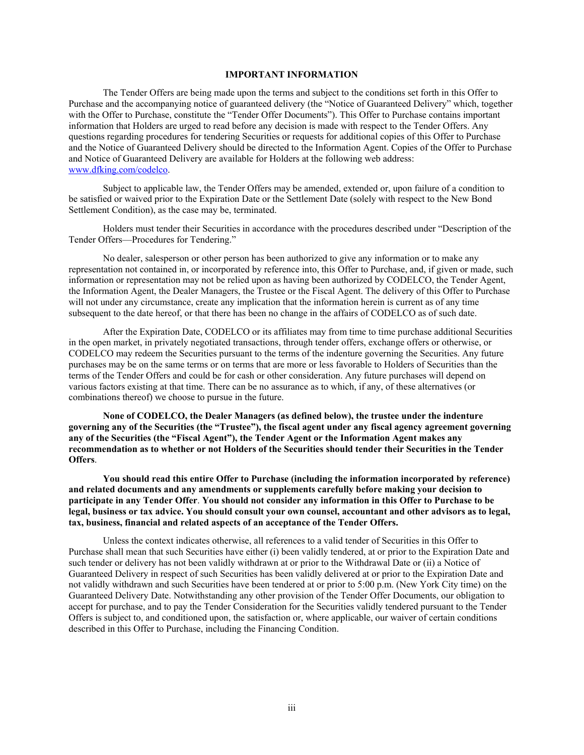## IMPORTANT INFORMATION

The Tender Offers are being made upon the terms and subject to the conditions set forth in this Offer to Purchase and the accompanying notice of guaranteed delivery (the "Notice of Guaranteed Delivery" which, together with the Offer to Purchase, constitute the "Tender Offer Documents"). This Offer to Purchase contains important information that Holders are urged to read before any decision is made with respect to the Tender Offers. Any questions regarding procedures for tendering Securities or requests for additional copies of this Offer to Purchase and the Notice of Guaranteed Delivery should be directed to the Information Agent. Copies of the Offer to Purchase and Notice of Guaranteed Delivery are available for Holders at the following web address: www.dfking.com/codelco.

Subject to applicable law, the Tender Offers may be amended, extended or, upon failure of a condition to be satisfied or waived prior to the Expiration Date or the Settlement Date (solely with respect to the New Bond Settlement Condition), as the case may be, terminated.

Holders must tender their Securities in accordance with the procedures described under "Description of the Tender Offers—Procedures for Tendering."

No dealer, salesperson or other person has been authorized to give any information or to make any representation not contained in, or incorporated by reference into, this Offer to Purchase, and, if given or made, such information or representation may not be relied upon as having been authorized by CODELCO, the Tender Agent, the Information Agent, the Dealer Managers, the Trustee or the Fiscal Agent. The delivery of this Offer to Purchase will not under any circumstance, create any implication that the information herein is current as of any time subsequent to the date hereof, or that there has been no change in the affairs of CODELCO as of such date.

After the Expiration Date, CODELCO or its affiliates may from time to time purchase additional Securities in the open market, in privately negotiated transactions, through tender offers, exchange offers or otherwise, or CODELCO may redeem the Securities pursuant to the terms of the indenture governing the Securities. Any future purchases may be on the same terms or on terms that are more or less favorable to Holders of Securities than the terms of the Tender Offers and could be for cash or other consideration. Any future purchases will depend on various factors existing at that time. There can be no assurance as to which, if any, of these alternatives (or combinations thereof) we choose to pursue in the future.

**None of CODELCO, the Dealer Managers (as defined below), the trustee under the indenture governing any of the Securities (the "Trustee"), the fiscal agent under any fiscal agency agreement governing any of the Securities (the "Fiscal Agent"), the Tender Agent or the Information Agent makes any recommendation as to whether or not Holders of the Securities should tender their Securities in the Tender Offers**.

**You should read this entire Offer to Purchase (including the information incorporated by reference) and related documents and any amendments or supplements carefully before making your decision to participate in any Tender Offer**. **You should not consider any information in this Offer to Purchase to be legal, business or tax advice. You should consult your own counsel, accountant and other advisors as to legal, tax, business, financial and related aspects of an acceptance of the Tender Offers.**

Unless the context indicates otherwise, all references to a valid tender of Securities in this Offer to Purchase shall mean that such Securities have either (i) been validly tendered, at or prior to the Expiration Date and such tender or delivery has not been validly withdrawn at or prior to the Withdrawal Date or (ii) a Notice of Guaranteed Delivery in respect of such Securities has been validly delivered at or prior to the Expiration Date and not validly withdrawn and such Securities have been tendered at or prior to 5:00 p.m. (New York City time) on the Guaranteed Delivery Date. Notwithstanding any other provision of the Tender Offer Documents, our obligation to accept for purchase, and to pay the Tender Consideration for the Securities validly tendered pursuant to the Tender Offers is subject to, and conditioned upon, the satisfaction or, where applicable, our waiver of certain conditions described in this Offer to Purchase, including the Financing Condition.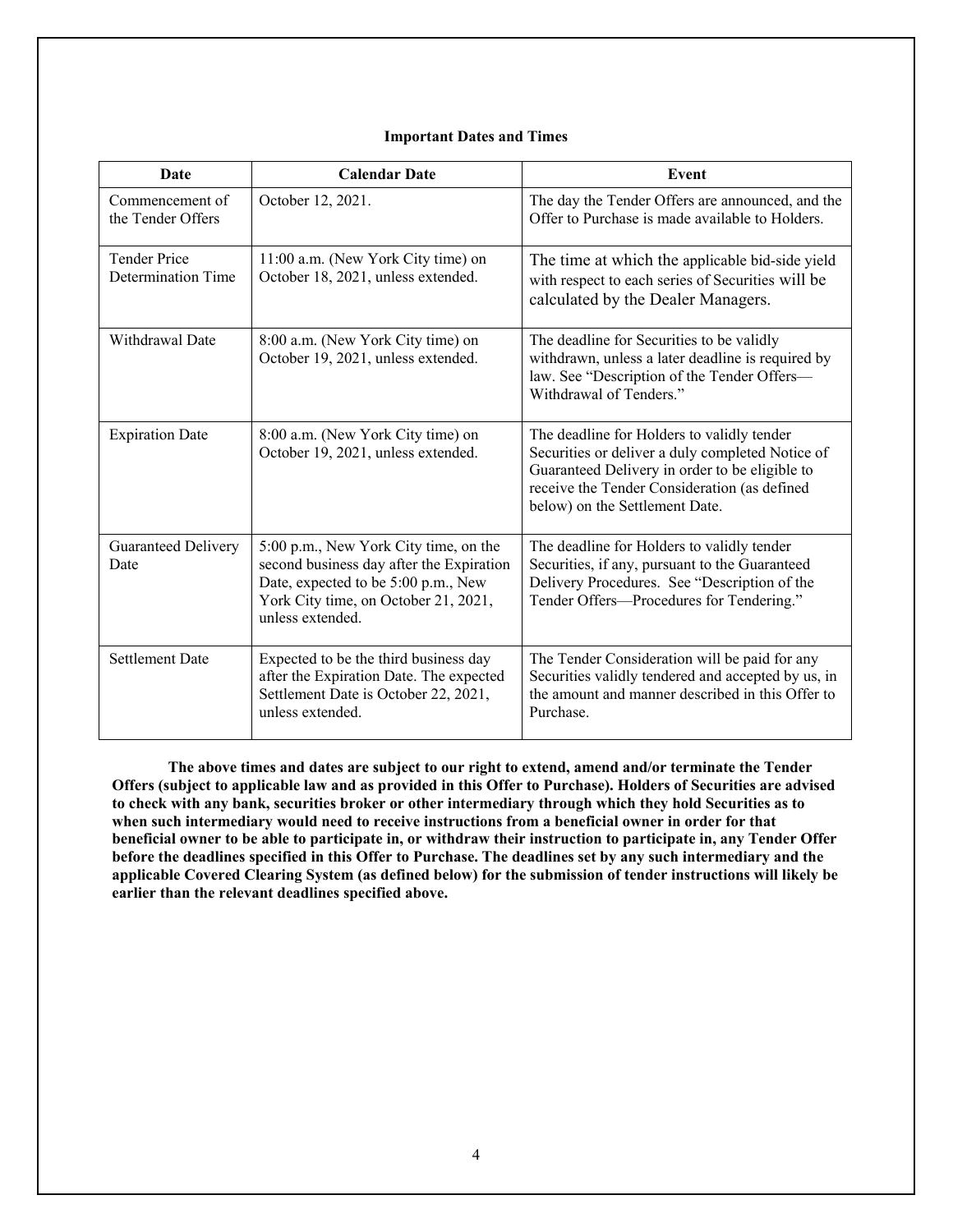**Important Dates and Times**

| Date | Calendar Date | Event |
| --- | --- | --- |
| Commencement of the Tender Offers | October 12, 2021. | The day the Tender Offers are announced, and the Offer to Purchase is made available to Holders. |
| Tender Price Determination Time | 11:00 a.m. (New York City time) on October 18, 2021, unless extended. | The time at which the applicable bid-side yield with respect to each series of Securities will be calculated by the Dealer Managers. |
| Withdrawal Date | 8:00 a.m. (New York City time) on October 19, 2021, unless extended. | The deadline for Securities to be validly withdrawn, unless a later deadline is required by law. See "Description of the Tender Offers—Withdrawal of Tenders." |
| Expiration Date | 8:00 a.m. (New York City time) on October 19, 2021, unless extended. | The deadline for Holders to validly tender Securities or deliver a duly completed Notice of Guaranteed Delivery in order to be eligible to receive the Tender Consideration (as defined below) on the Settlement Date. |
| Guaranteed Delivery Date | 5:00 p.m., New York City time, on the second business day after the Expiration Date, expected to be 5:00 p.m., New York City time, on October 21, 2021, unless extended. | The deadline for Holders to validly tender Securities, if any, pursuant to the Guaranteed Delivery Procedures. See "Description of the Tender Offers—Procedures for Tendering." |
| Settlement Date | Expected to be the third business day after the Expiration Date. The expected Settlement Date is October 22, 2021, unless extended. | The Tender Consideration will be paid for any Securities validly tendered and accepted by us, in the amount and manner described in this Offer to Purchase. |

**The above times and dates are subject to our right to extend, amend and/or terminate the Tender Offers (subject to applicable law and as provided in this Offer to Purchase). Holders of Securities are advised to check with any bank, securities broker or other intermediary through which they hold Securities as to when such intermediary would need to receive instructions from a beneficial owner in order for that beneficial owner to be able to participate in, or withdraw their instruction to participate in, any Tender Offer before the deadlines specified in this Offer to Purchase. The deadlines set by any such intermediary and the applicable Covered Clearing System (as defined below) for the submission of tender instructions will likely be earlier than the relevant deadlines specified above.**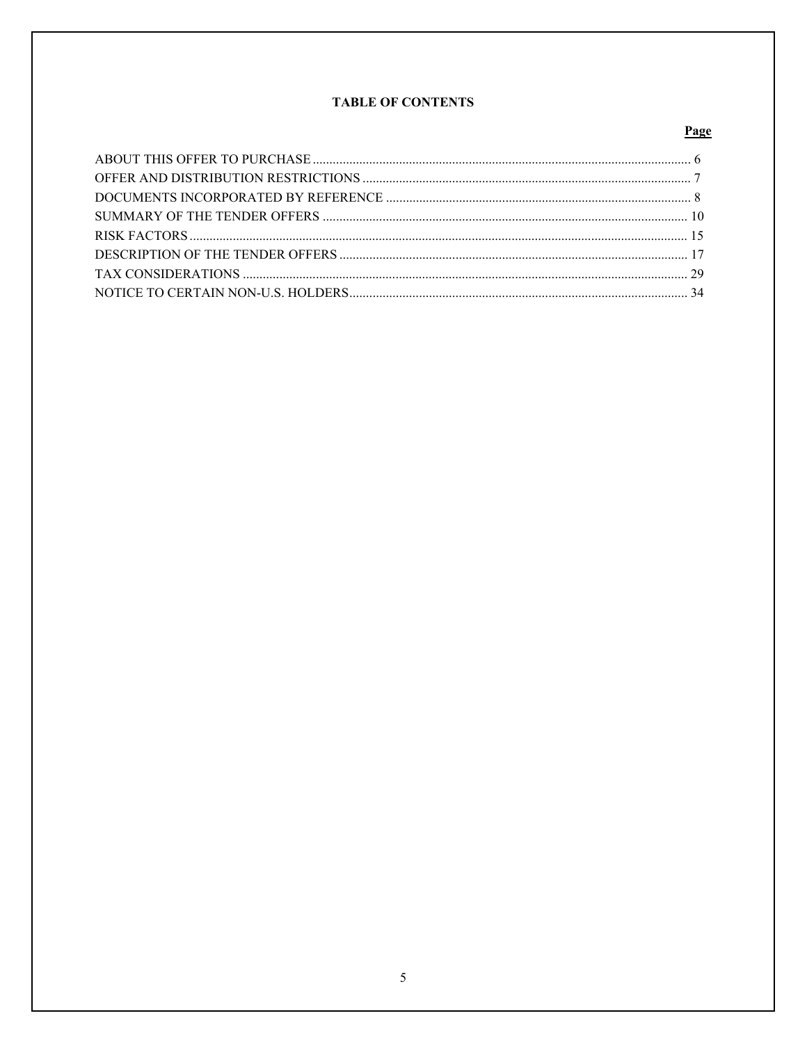## TABLE OF CONTENTS

| | Page |
|---|---|
| ABOUT THIS OFFER TO PURCHASE | 6 |
| OFFER AND DISTRIBUTION RESTRICTIONS | 7 |
| DOCUMENTS INCORPORATED BY REFERENCE | 8 |
| SUMMARY OF THE TENDER OFFERS | 10 |
| RISK FACTORS | 15 |
| DESCRIPTION OF THE TENDER OFFERS | 17 |
| TAX CONSIDERATIONS | 29 |
| NOTICE TO CERTAIN NON-U.S. HOLDERS | 34 |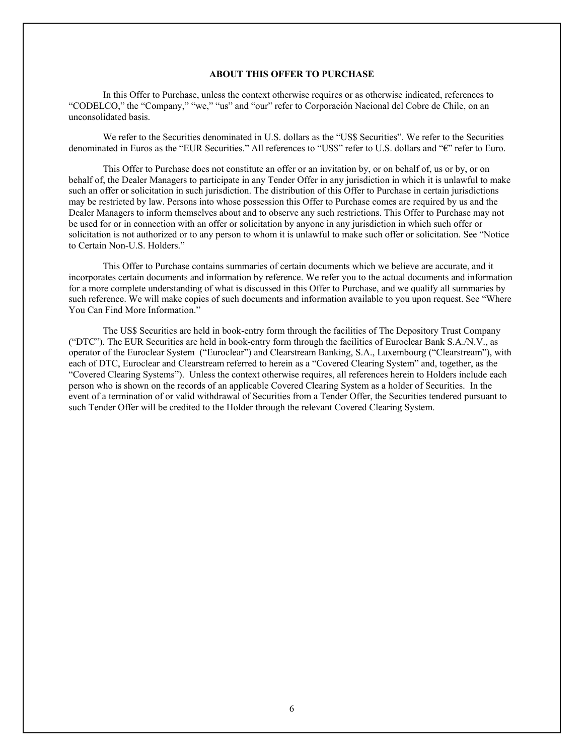## ABOUT THIS OFFER TO PURCHASE

In this Offer to Purchase, unless the context otherwise requires or as otherwise indicated, references to "CODELCO," the "Company," "we," "us" and "our" refer to Corporación Nacional del Cobre de Chile, on an unconsolidated basis.

We refer to the Securities denominated in U.S. dollars as the "US$ Securities". We refer to the Securities denominated in Euros as the "EUR Securities." All references to "US$" refer to U.S. dollars and "€" refer to Euro.

This Offer to Purchase does not constitute an offer or an invitation by, or on behalf of, us or by, or on behalf of, the Dealer Managers to participate in any Tender Offer in any jurisdiction in which it is unlawful to make such an offer or solicitation in such jurisdiction. The distribution of this Offer to Purchase in certain jurisdictions may be restricted by law. Persons into whose possession this Offer to Purchase comes are required by us and the Dealer Managers to inform themselves about and to observe any such restrictions. This Offer to Purchase may not be used for or in connection with an offer or solicitation by anyone in any jurisdiction in which such offer or solicitation is not authorized or to any person to whom it is unlawful to make such offer or solicitation. See "Notice to Certain Non-U.S. Holders."

This Offer to Purchase contains summaries of certain documents which we believe are accurate, and it incorporates certain documents and information by reference. We refer you to the actual documents and information for a more complete understanding of what is discussed in this Offer to Purchase, and we qualify all summaries by such reference. We will make copies of such documents and information available to you upon request. See "Where You Can Find More Information."

The US$ Securities are held in book-entry form through the facilities of The Depository Trust Company ("DTC"). The EUR Securities are held in book-entry form through the facilities of Euroclear Bank S.A./N.V., as operator of the Euroclear System ("Euroclear") and Clearstream Banking, S.A., Luxembourg ("Clearstream"), with each of DTC, Euroclear and Clearstream referred to herein as a "Covered Clearing System" and, together, as the "Covered Clearing Systems"). Unless the context otherwise requires, all references herein to Holders include each person who is shown on the records of an applicable Covered Clearing System as a holder of Securities. In the event of a termination of or valid withdrawal of Securities from a Tender Offer, the Securities tendered pursuant to such Tender Offer will be credited to the Holder through the relevant Covered Clearing System.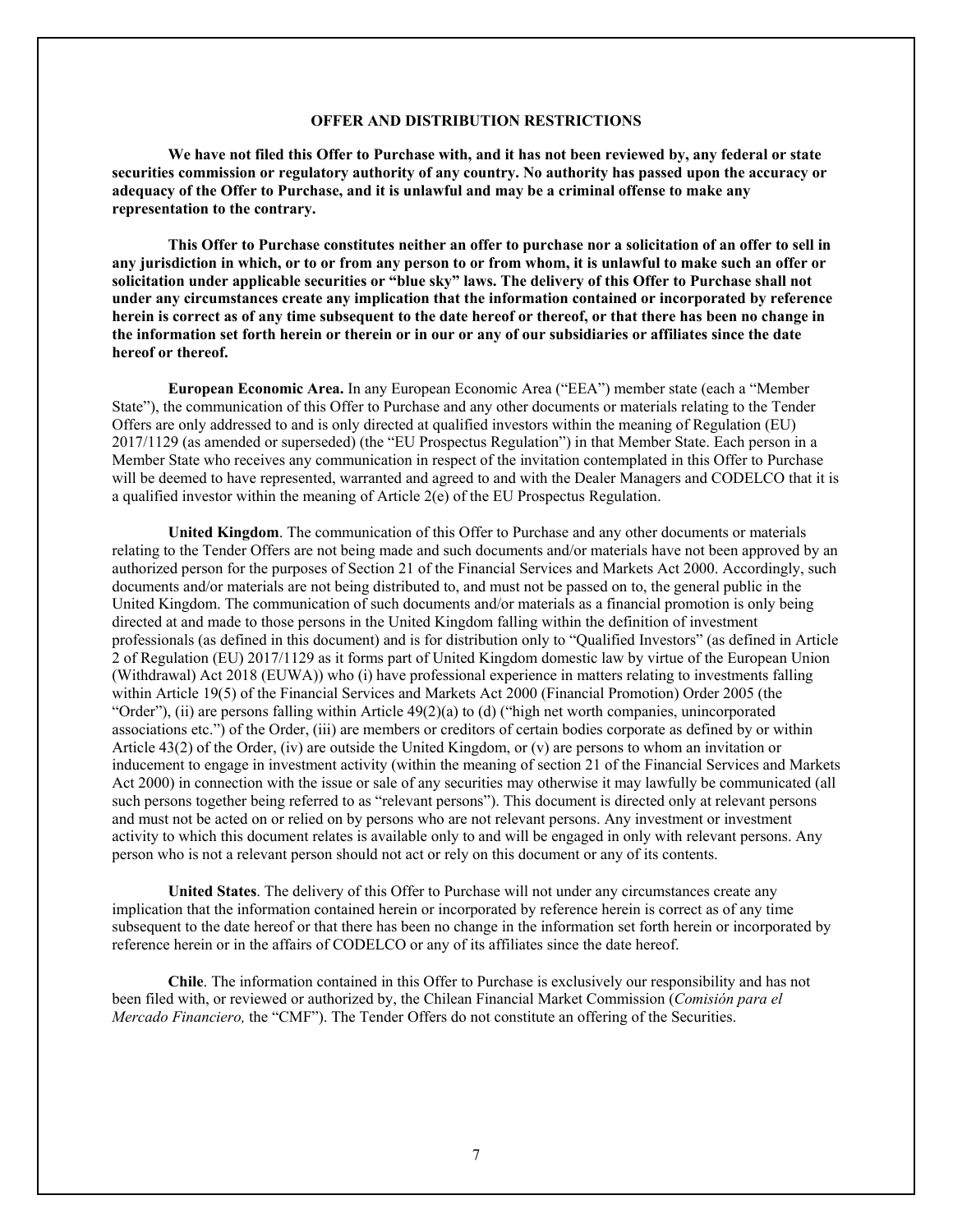## OFFER AND DISTRIBUTION RESTRICTIONS

**We have not filed this Offer to Purchase with, and it has not been reviewed by, any federal or state securities commission or regulatory authority of any country. No authority has passed upon the accuracy or adequacy of the Offer to Purchase, and it is unlawful and may be a criminal offense to make any representation to the contrary.**

**This Offer to Purchase constitutes neither an offer to purchase nor a solicitation of an offer to sell in any jurisdiction in which, or to or from any person to or from whom, it is unlawful to make such an offer or solicitation under applicable securities or "blue sky" laws. The delivery of this Offer to Purchase shall not under any circumstances create any implication that the information contained or incorporated by reference herein is correct as of any time subsequent to the date hereof or thereof, or that there has been no change in the information set forth herein or therein or in our or any of our subsidiaries or affiliates since the date hereof or thereof.**

**European Economic Area.** In any European Economic Area ("EEA") member state (each a "Member State"), the communication of this Offer to Purchase and any other documents or materials relating to the Tender Offers are only addressed to and is only directed at qualified investors within the meaning of Regulation (EU) 2017/1129 (as amended or superseded) (the "EU Prospectus Regulation") in that Member State. Each person in a Member State who receives any communication in respect of the invitation contemplated in this Offer to Purchase will be deemed to have represented, warranted and agreed to and with the Dealer Managers and CODELCO that it is a qualified investor within the meaning of Article 2(e) of the EU Prospectus Regulation.

**United Kingdom**. The communication of this Offer to Purchase and any other documents or materials relating to the Tender Offers are not being made and such documents and/or materials have not been approved by an authorized person for the purposes of Section 21 of the Financial Services and Markets Act 2000. Accordingly, such documents and/or materials are not being distributed to, and must not be passed on to, the general public in the United Kingdom. The communication of such documents and/or materials as a financial promotion is only being directed at and made to those persons in the United Kingdom falling within the definition of investment professionals (as defined in this document) and is for distribution only to "Qualified Investors" (as defined in Article 2 of Regulation (EU) 2017/1129 as it forms part of United Kingdom domestic law by virtue of the European Union (Withdrawal) Act 2018 (EUWA)) who (i) have professional experience in matters relating to investments falling within Article 19(5) of the Financial Services and Markets Act 2000 (Financial Promotion) Order 2005 (the "Order"), (ii) are persons falling within Article 49(2)(a) to (d) ("high net worth companies, unincorporated associations etc.") of the Order, (iii) are members or creditors of certain bodies corporate as defined by or within Article 43(2) of the Order, (iv) are outside the United Kingdom, or (v) are persons to whom an invitation or inducement to engage in investment activity (within the meaning of section 21 of the Financial Services and Markets Act 2000) in connection with the issue or sale of any securities may otherwise it may lawfully be communicated (all such persons together being referred to as "relevant persons"). This document is directed only at relevant persons and must not be acted on or relied on by persons who are not relevant persons. Any investment or investment activity to which this document relates is available only to and will be engaged in only with relevant persons. Any person who is not a relevant person should not act or rely on this document or any of its contents.

**United States**. The delivery of this Offer to Purchase will not under any circumstances create any implication that the information contained herein or incorporated by reference herein is correct as of any time subsequent to the date hereof or that there has been no change in the information set forth herein or incorporated by reference herein or in the affairs of CODELCO or any of its affiliates since the date hereof.

**Chile**. The information contained in this Offer to Purchase is exclusively our responsibility and has not been filed with, or reviewed or authorized by, the Chilean Financial Market Commission (*Comisión para el Mercado Financiero,* the "CMF"). The Tender Offers do not constitute an offering of the Securities.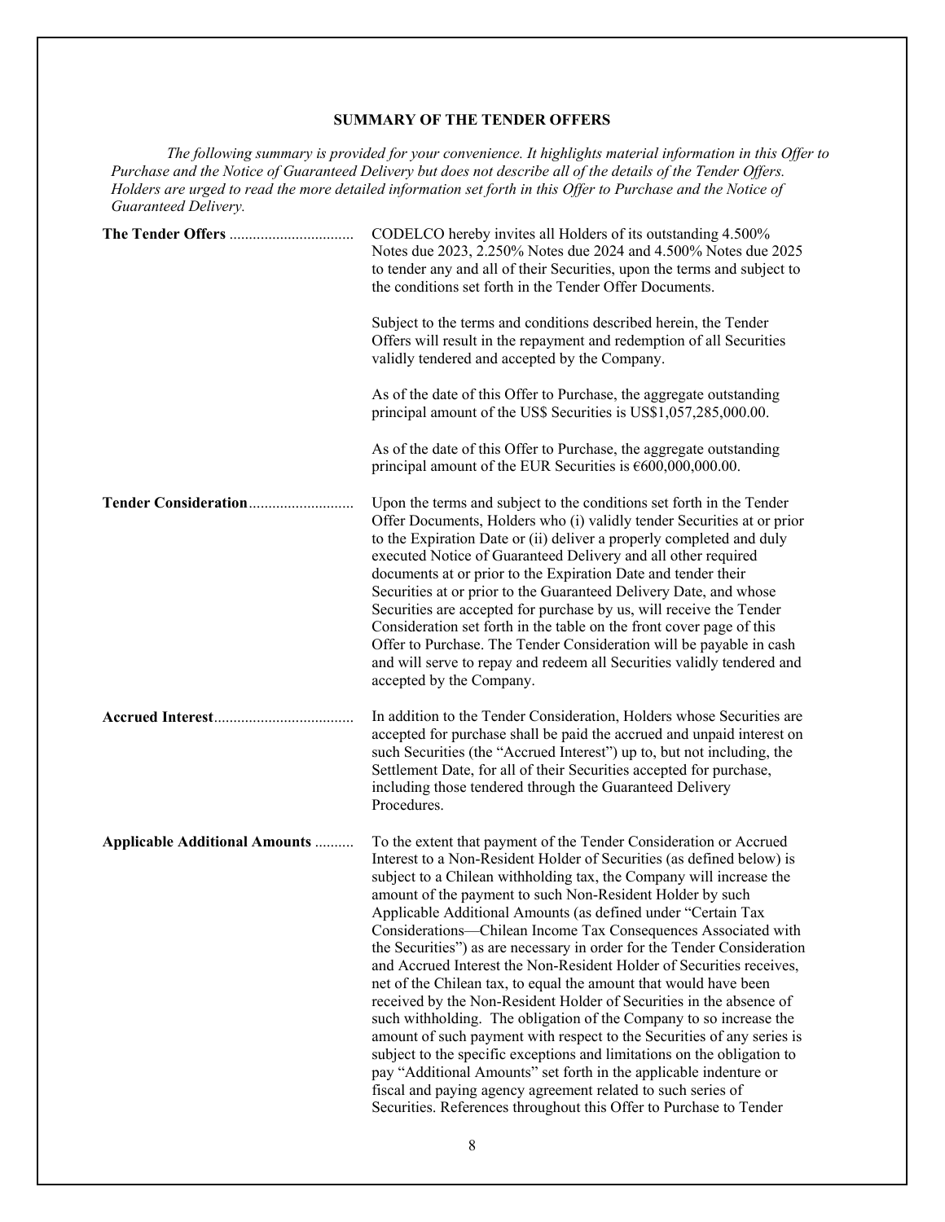## SUMMARY OF THE TENDER OFFERS

*The following summary is provided for your convenience. It highlights material information in this Offer to Purchase and the Notice of Guaranteed Delivery but does not describe all of the details of the Tender Offers. Holders are urged to read the more detailed information set forth in this Offer to Purchase and the Notice of Guaranteed Delivery.*

**The Tender Offers** — CODELCO hereby invites all Holders of its outstanding 4.500% Notes due 2023, 2.250% Notes due 2024 and 4.500% Notes due 2025 to tender any and all of their Securities, upon the terms and subject to the conditions set forth in the Tender Offer Documents.

Subject to the terms and conditions described herein, the Tender Offers will result in the repayment and redemption of all Securities validly tendered and accepted by the Company.

As of the date of this Offer to Purchase, the aggregate outstanding principal amount of the US$ Securities is US$1,057,285,000.00.

As of the date of this Offer to Purchase, the aggregate outstanding principal amount of the EUR Securities is €600,000,000.00.

**Tender Consideration** — Upon the terms and subject to the conditions set forth in the Tender Offer Documents, Holders who (i) validly tender Securities at or prior to the Expiration Date or (ii) deliver a properly completed and duly executed Notice of Guaranteed Delivery and all other required documents at or prior to the Expiration Date and tender their Securities at or prior to the Guaranteed Delivery Date, and whose Securities are accepted for purchase by us, will receive the Tender Consideration set forth in the table on the front cover page of this Offer to Purchase. The Tender Consideration will be payable in cash and will serve to repay and redeem all Securities validly tendered and accepted by the Company.

**Accrued Interest** — In addition to the Tender Consideration, Holders whose Securities are accepted for purchase shall be paid the accrued and unpaid interest on such Securities (the "Accrued Interest") up to, but not including, the Settlement Date, for all of their Securities accepted for purchase, including those tendered through the Guaranteed Delivery Procedures.

**Applicable Additional Amounts** — To the extent that payment of the Tender Consideration or Accrued Interest to a Non-Resident Holder of Securities (as defined below) is subject to a Chilean withholding tax, the Company will increase the amount of the payment to such Non-Resident Holder by such Applicable Additional Amounts (as defined under "Certain Tax Considerations—Chilean Income Tax Consequences Associated with the Securities") as are necessary in order for the Tender Consideration and Accrued Interest the Non-Resident Holder of Securities receives, net of the Chilean tax, to equal the amount that would have been received by the Non-Resident Holder of Securities in the absence of such withholding. The obligation of the Company to so increase the amount of such payment with respect to the Securities of any series is subject to the specific exceptions and limitations on the obligation to pay "Additional Amounts" set forth in the applicable indenture or fiscal and paying agency agreement related to such series of Securities. References throughout this Offer to Purchase to Tender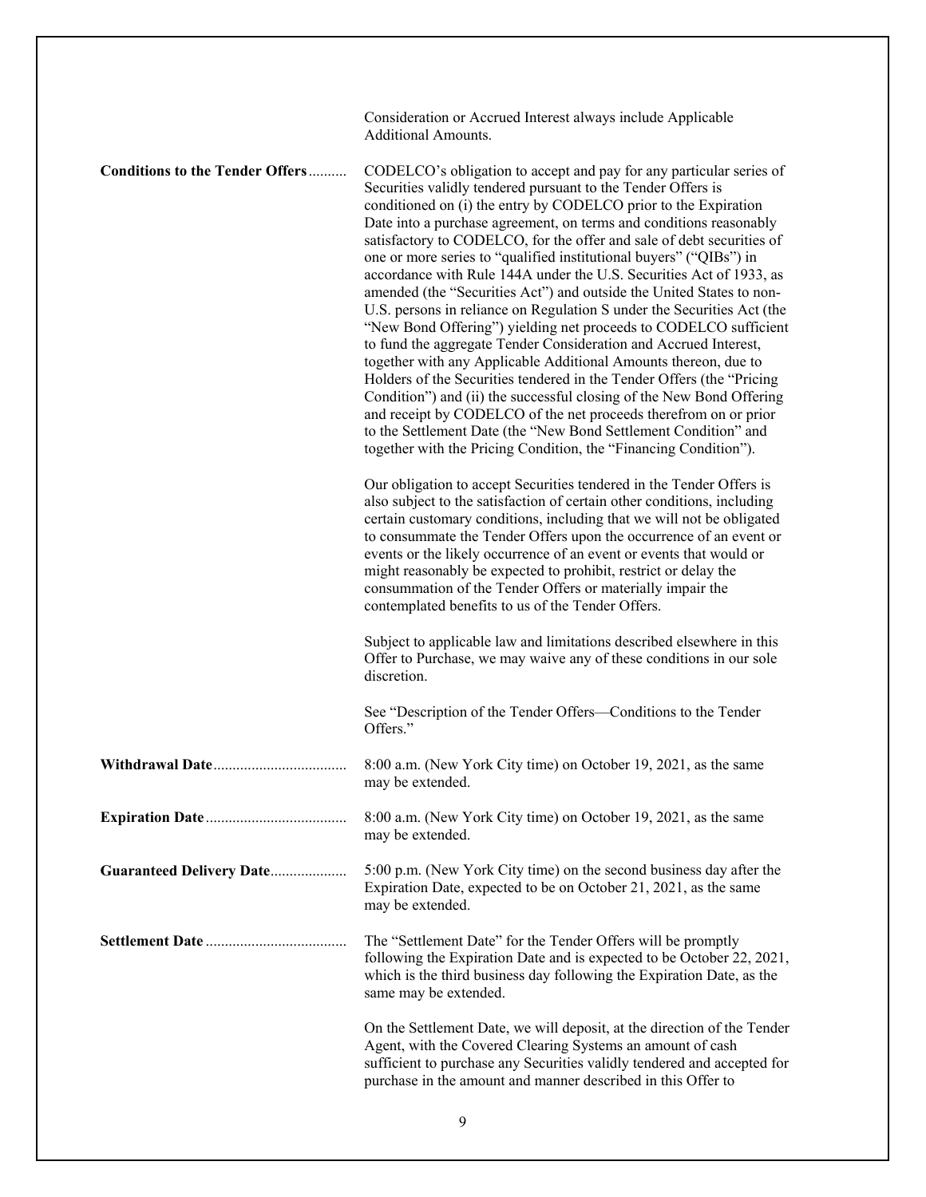Consideration or Accrued Interest always include Applicable Additional Amounts.

**Conditions to the Tender Offers** .......... CODELCO's obligation to accept and pay for any particular series of Securities validly tendered pursuant to the Tender Offers is conditioned on (i) the entry by CODELCO prior to the Expiration Date into a purchase agreement, on terms and conditions reasonably satisfactory to CODELCO, for the offer and sale of debt securities of one or more series to "qualified institutional buyers" ("QIBs") in accordance with Rule 144A under the U.S. Securities Act of 1933, as amended (the "Securities Act") and outside the United States to non-U.S. persons in reliance on Regulation S under the Securities Act (the "New Bond Offering") yielding net proceeds to CODELCO sufficient to fund the aggregate Tender Consideration and Accrued Interest, together with any Applicable Additional Amounts thereon, due to Holders of the Securities tendered in the Tender Offers (the "Pricing Condition") and (ii) the successful closing of the New Bond Offering and receipt by CODELCO of the net proceeds therefrom on or prior to the Settlement Date (the "New Bond Settlement Condition" and together with the Pricing Condition, the "Financing Condition").

Our obligation to accept Securities tendered in the Tender Offers is also subject to the satisfaction of certain other conditions, including certain customary conditions, including that we will not be obligated to consummate the Tender Offers upon the occurrence of an event or events or the likely occurrence of an event or events that would or might reasonably be expected to prohibit, restrict or delay the consummation of the Tender Offers or materially impair the contemplated benefits to us of the Tender Offers.

Subject to applicable law and limitations described elsewhere in this Offer to Purchase, we may waive any of these conditions in our sole discretion.

See "Description of the Tender Offers—Conditions to the Tender Offers."

**Withdrawal Date** .................................. 8:00 a.m. (New York City time) on October 19, 2021, as the same may be extended.

**Expiration Date** .................................... 8:00 a.m. (New York City time) on October 19, 2021, as the same may be extended.

**Guaranteed Delivery Date** .................... 5:00 p.m. (New York City time) on the second business day after the Expiration Date, expected to be on October 21, 2021, as the same may be extended.

**Settlement Date** .................................... The "Settlement Date" for the Tender Offers will be promptly following the Expiration Date and is expected to be October 22, 2021, which is the third business day following the Expiration Date, as the same may be extended.

On the Settlement Date, we will deposit, at the direction of the Tender Agent, with the Covered Clearing Systems an amount of cash sufficient to purchase any Securities validly tendered and accepted for purchase in the amount and manner described in this Offer to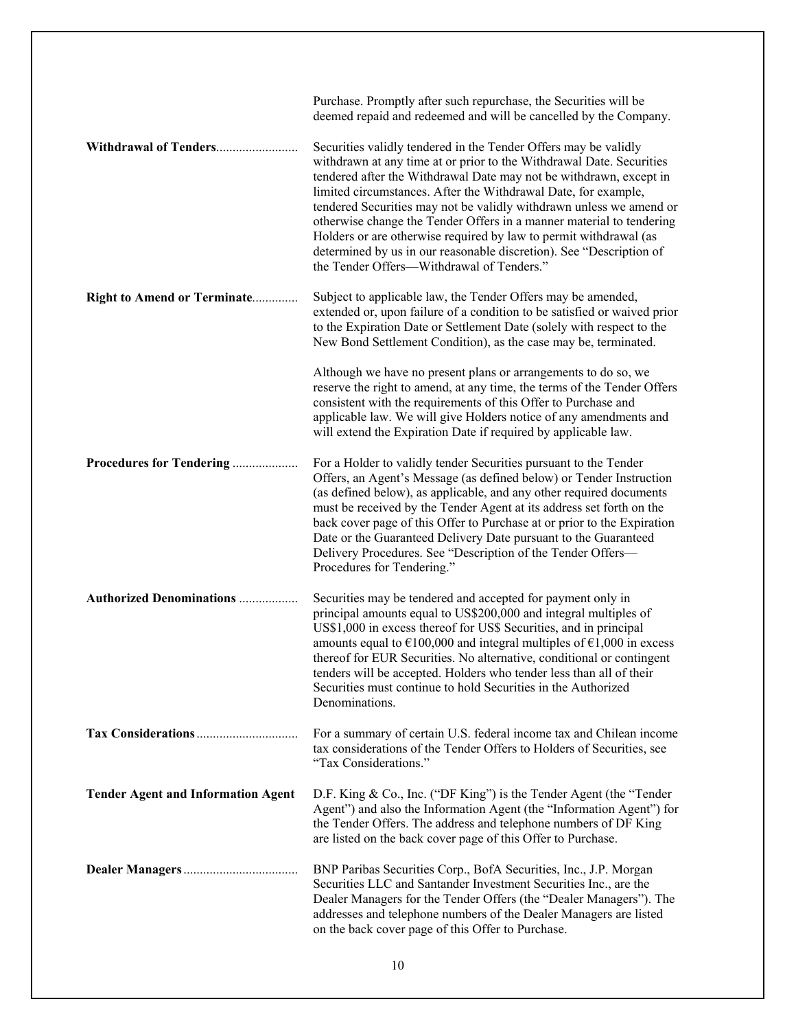Purchase. Promptly after such repurchase, the Securities will be deemed repaid and redeemed and will be cancelled by the Company.

**Withdrawal of Tenders**

Securities validly tendered in the Tender Offers may be validly withdrawn at any time at or prior to the Withdrawal Date. Securities tendered after the Withdrawal Date may not be withdrawn, except in limited circumstances. After the Withdrawal Date, for example, tendered Securities may not be validly withdrawn unless we amend or otherwise change the Tender Offers in a manner material to tendering Holders or are otherwise required by law to permit withdrawal (as determined by us in our reasonable discretion). See "Description of the Tender Offers—Withdrawal of Tenders."

**Right to Amend or Terminate**

Subject to applicable law, the Tender Offers may be amended, extended or, upon failure of a condition to be satisfied or waived prior to the Expiration Date or Settlement Date (solely with respect to the New Bond Settlement Condition), as the case may be, terminated.

Although we have no present plans or arrangements to do so, we reserve the right to amend, at any time, the terms of the Tender Offers consistent with the requirements of this Offer to Purchase and applicable law. We will give Holders notice of any amendments and will extend the Expiration Date if required by applicable law.

**Procedures for Tendering**

For a Holder to validly tender Securities pursuant to the Tender Offers, an Agent's Message (as defined below) or Tender Instruction (as defined below), as applicable, and any other required documents must be received by the Tender Agent at its address set forth on the back cover page of this Offer to Purchase at or prior to the Expiration Date or the Guaranteed Delivery Date pursuant to the Guaranteed Delivery Procedures. See "Description of the Tender Offers—Procedures for Tendering."

**Authorized Denominations**

Securities may be tendered and accepted for payment only in principal amounts equal to US$200,000 and integral multiples of US$1,000 in excess thereof for US$ Securities, and in principal amounts equal to €100,000 and integral multiples of €1,000 in excess thereof for EUR Securities. No alternative, conditional or contingent tenders will be accepted. Holders who tender less than all of their Securities must continue to hold Securities in the Authorized Denominations.

**Tax Considerations**

For a summary of certain U.S. federal income tax and Chilean income tax considerations of the Tender Offers to Holders of Securities, see "Tax Considerations."

**Tender Agent and Information Agent**

D.F. King & Co., Inc. ("DF King") is the Tender Agent (the "Tender Agent") and also the Information Agent (the "Information Agent") for the Tender Offers. The address and telephone numbers of DF King are listed on the back cover page of this Offer to Purchase.

**Dealer Managers**

BNP Paribas Securities Corp., BofA Securities, Inc., J.P. Morgan Securities LLC and Santander Investment Securities Inc., are the Dealer Managers for the Tender Offers (the "Dealer Managers"). The addresses and telephone numbers of the Dealer Managers are listed on the back cover page of this Offer to Purchase.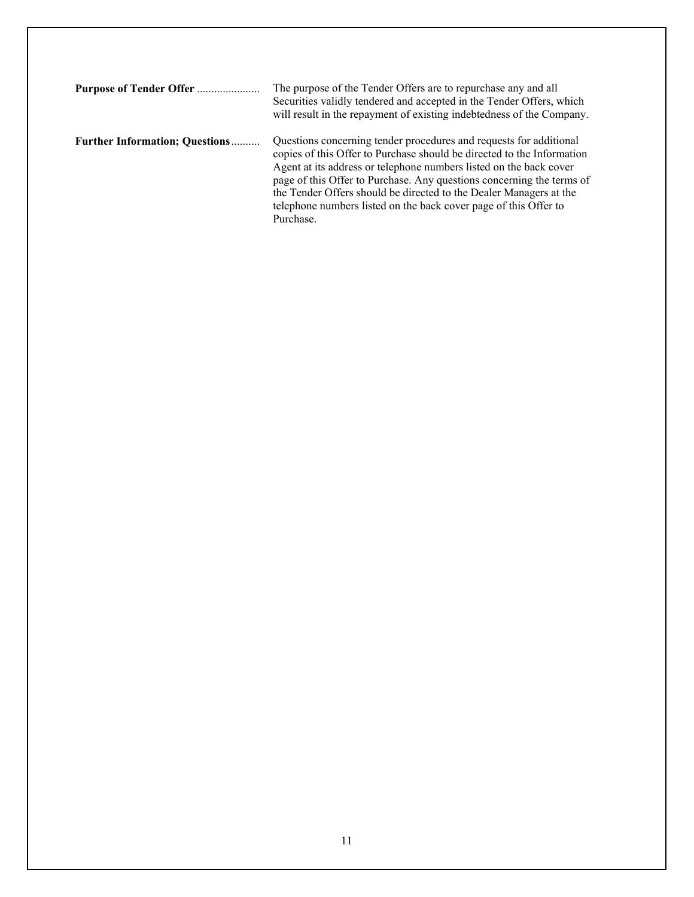**Purpose of Tender Offer** ..................... The purpose of the Tender Offers are to repurchase any and all Securities validly tendered and accepted in the Tender Offers, which will result in the repayment of existing indebtedness of the Company.

**Further Information; Questions** .......... Questions concerning tender procedures and requests for additional copies of this Offer to Purchase should be directed to the Information Agent at its address or telephone numbers listed on the back cover page of this Offer to Purchase. Any questions concerning the terms of the Tender Offers should be directed to the Dealer Managers at the telephone numbers listed on the back cover page of this Offer to Purchase.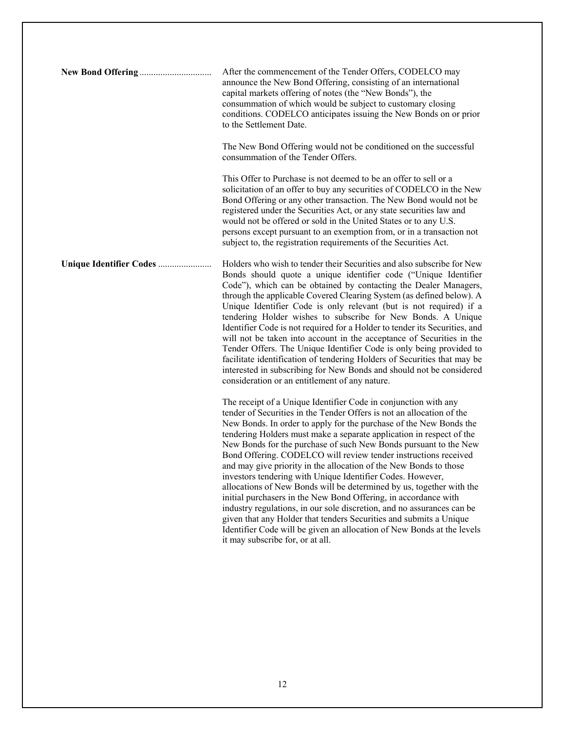**New Bond Offering** ..............................

After the commencement of the Tender Offers, CODELCO may announce the New Bond Offering, consisting of an international capital markets offering of notes (the "New Bonds"), the consummation of which would be subject to customary closing conditions. CODELCO anticipates issuing the New Bonds on or prior to the Settlement Date.

The New Bond Offering would not be conditioned on the successful consummation of the Tender Offers.

This Offer to Purchase is not deemed to be an offer to sell or a solicitation of an offer to buy any securities of CODELCO in the New Bond Offering or any other transaction. The New Bond would not be registered under the Securities Act, or any state securities law and would not be offered or sold in the United States or to any U.S. persons except pursuant to an exemption from, or in a transaction not subject to, the registration requirements of the Securities Act.

**Unique Identifier Codes** .......................

Holders who wish to tender their Securities and also subscribe for New Bonds should quote a unique identifier code ("Unique Identifier Code"), which can be obtained by contacting the Dealer Managers, through the applicable Covered Clearing System (as defined below). A Unique Identifier Code is only relevant (but is not required) if a tendering Holder wishes to subscribe for New Bonds. A Unique Identifier Code is not required for a Holder to tender its Securities, and will not be taken into account in the acceptance of Securities in the Tender Offers. The Unique Identifier Code is only being provided to facilitate identification of tendering Holders of Securities that may be interested in subscribing for New Bonds and should not be considered consideration or an entitlement of any nature.

The receipt of a Unique Identifier Code in conjunction with any tender of Securities in the Tender Offers is not an allocation of the New Bonds. In order to apply for the purchase of the New Bonds the tendering Holders must make a separate application in respect of the New Bonds for the purchase of such New Bonds pursuant to the New Bond Offering. CODELCO will review tender instructions received and may give priority in the allocation of the New Bonds to those investors tendering with Unique Identifier Codes. However, allocations of New Bonds will be determined by us, together with the initial purchasers in the New Bond Offering, in accordance with industry regulations, in our sole discretion, and no assurances can be given that any Holder that tenders Securities and submits a Unique Identifier Code will be given an allocation of New Bonds at the levels it may subscribe for, or at all.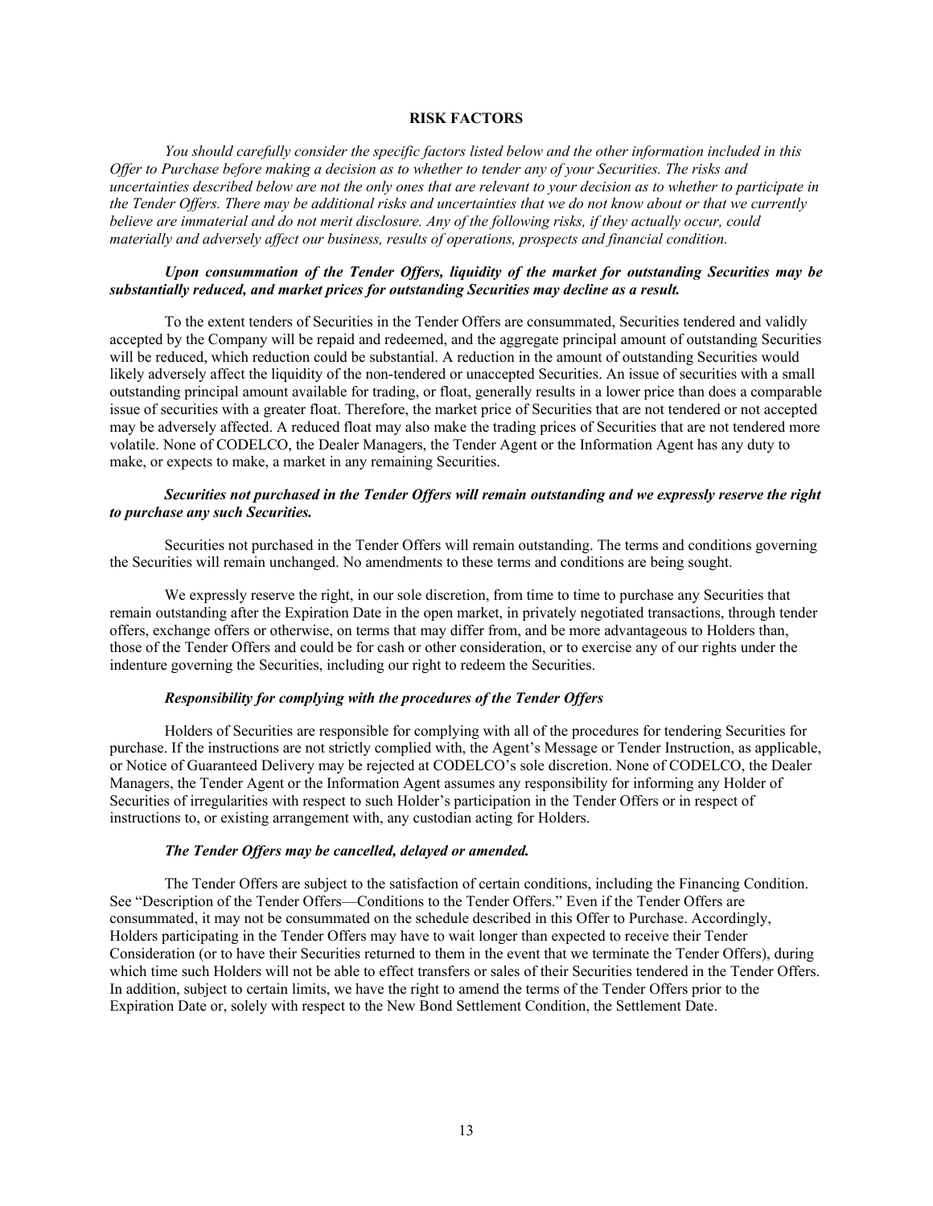## RISK FACTORS

*You should carefully consider the specific factors listed below and the other information included in this Offer to Purchase before making a decision as to whether to tender any of your Securities. The risks and uncertainties described below are not the only ones that are relevant to your decision as to whether to participate in the Tender Offers. There may be additional risks and uncertainties that we do not know about or that we currently believe are immaterial and do not merit disclosure. Any of the following risks, if they actually occur, could materially and adversely affect our business, results of operations, prospects and financial condition.*

***Upon consummation of the Tender Offers, liquidity of the market for outstanding Securities may be substantially reduced, and market prices for outstanding Securities may decline as a result.***

To the extent tenders of Securities in the Tender Offers are consummated, Securities tendered and validly accepted by the Company will be repaid and redeemed, and the aggregate principal amount of outstanding Securities will be reduced, which reduction could be substantial. A reduction in the amount of outstanding Securities would likely adversely affect the liquidity of the non-tendered or unaccepted Securities. An issue of securities with a small outstanding principal amount available for trading, or float, generally results in a lower price than does a comparable issue of securities with a greater float. Therefore, the market price of Securities that are not tendered or not accepted may be adversely affected. A reduced float may also make the trading prices of Securities that are not tendered more volatile. None of CODELCO, the Dealer Managers, the Tender Agent or the Information Agent has any duty to make, or expects to make, a market in any remaining Securities.

***Securities not purchased in the Tender Offers will remain outstanding and we expressly reserve the right to purchase any such Securities.***

Securities not purchased in the Tender Offers will remain outstanding. The terms and conditions governing the Securities will remain unchanged. No amendments to these terms and conditions are being sought.

We expressly reserve the right, in our sole discretion, from time to time to purchase any Securities that remain outstanding after the Expiration Date in the open market, in privately negotiated transactions, through tender offers, exchange offers or otherwise, on terms that may differ from, and be more advantageous to Holders than, those of the Tender Offers and could be for cash or other consideration, or to exercise any of our rights under the indenture governing the Securities, including our right to redeem the Securities.

***Responsibility for complying with the procedures of the Tender Offers***

Holders of Securities are responsible for complying with all of the procedures for tendering Securities for purchase. If the instructions are not strictly complied with, the Agent's Message or Tender Instruction, as applicable, or Notice of Guaranteed Delivery may be rejected at CODELCO's sole discretion. None of CODELCO, the Dealer Managers, the Tender Agent or the Information Agent assumes any responsibility for informing any Holder of Securities of irregularities with respect to such Holder's participation in the Tender Offers or in respect of instructions to, or existing arrangement with, any custodian acting for Holders.

***The Tender Offers may be cancelled, delayed or amended.***

The Tender Offers are subject to the satisfaction of certain conditions, including the Financing Condition. See "Description of the Tender Offers—Conditions to the Tender Offers." Even if the Tender Offers are consummated, it may not be consummated on the schedule described in this Offer to Purchase. Accordingly, Holders participating in the Tender Offers may have to wait longer than expected to receive their Tender Consideration (or to have their Securities returned to them in the event that we terminate the Tender Offers), during which time such Holders will not be able to effect transfers or sales of their Securities tendered in the Tender Offers. In addition, subject to certain limits, we have the right to amend the terms of the Tender Offers prior to the Expiration Date or, solely with respect to the New Bond Settlement Condition, the Settlement Date.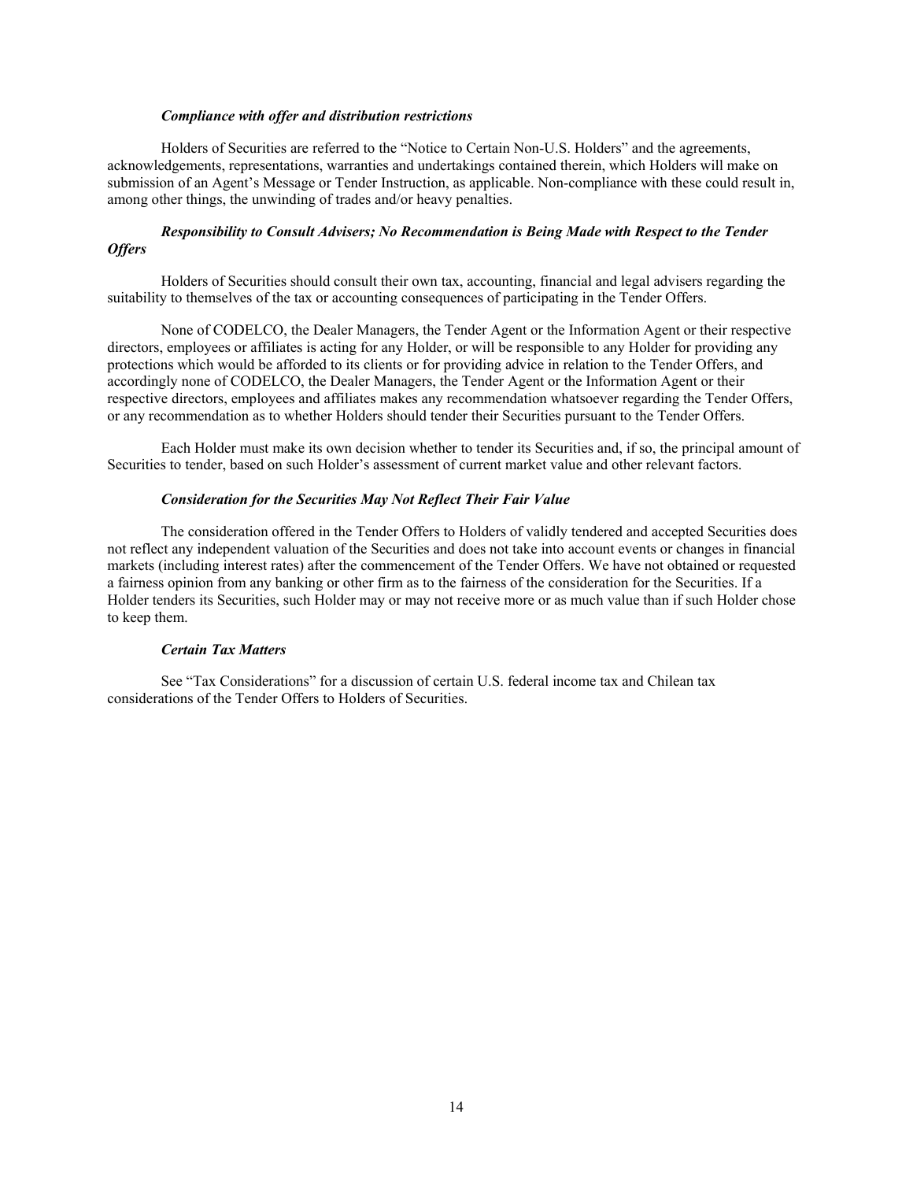***Compliance with offer and distribution restrictions***

Holders of Securities are referred to the "Notice to Certain Non-U.S. Holders" and the agreements, acknowledgements, representations, warranties and undertakings contained therein, which Holders will make on submission of an Agent's Message or Tender Instruction, as applicable. Non-compliance with these could result in, among other things, the unwinding of trades and/or heavy penalties.

***Responsibility to Consult Advisers; No Recommendation is Being Made with Respect to the Tender Offers***

Holders of Securities should consult their own tax, accounting, financial and legal advisers regarding the suitability to themselves of the tax or accounting consequences of participating in the Tender Offers.

None of CODELCO, the Dealer Managers, the Tender Agent or the Information Agent or their respective directors, employees or affiliates is acting for any Holder, or will be responsible to any Holder for providing any protections which would be afforded to its clients or for providing advice in relation to the Tender Offers, and accordingly none of CODELCO, the Dealer Managers, the Tender Agent or the Information Agent or their respective directors, employees and affiliates makes any recommendation whatsoever regarding the Tender Offers, or any recommendation as to whether Holders should tender their Securities pursuant to the Tender Offers.

Each Holder must make its own decision whether to tender its Securities and, if so, the principal amount of Securities to tender, based on such Holder's assessment of current market value and other relevant factors.

***Consideration for the Securities May Not Reflect Their Fair Value***

The consideration offered in the Tender Offers to Holders of validly tendered and accepted Securities does not reflect any independent valuation of the Securities and does not take into account events or changes in financial markets (including interest rates) after the commencement of the Tender Offers. We have not obtained or requested a fairness opinion from any banking or other firm as to the fairness of the consideration for the Securities. If a Holder tenders its Securities, such Holder may or may not receive more or as much value than if such Holder chose to keep them.

***Certain Tax Matters***

See "Tax Considerations" for a discussion of certain U.S. federal income tax and Chilean tax considerations of the Tender Offers to Holders of Securities.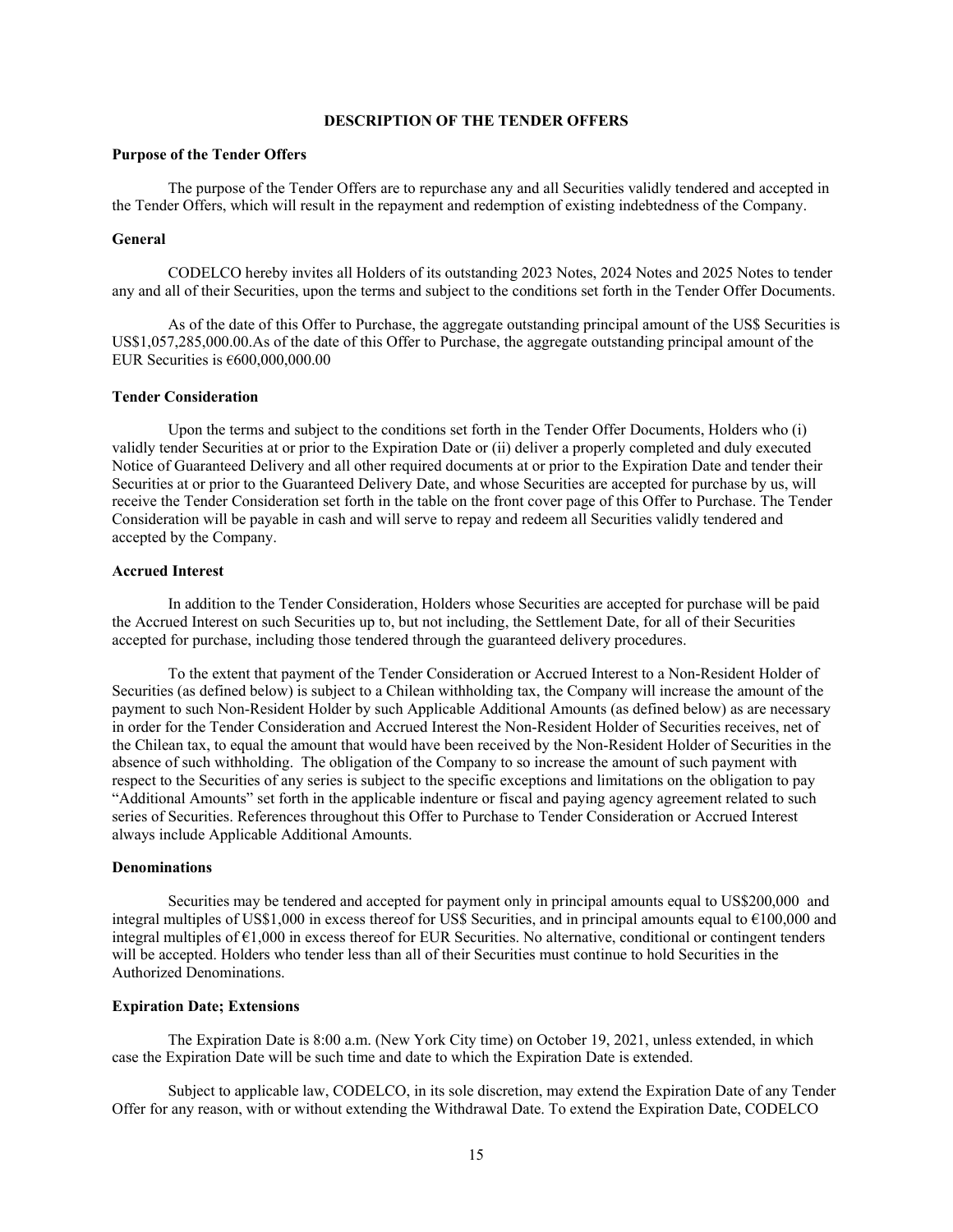## DESCRIPTION OF THE TENDER OFFERS

**Purpose of the Tender Offers**

The purpose of the Tender Offers are to repurchase any and all Securities validly tendered and accepted in the Tender Offers, which will result in the repayment and redemption of existing indebtedness of the Company.

**General**

CODELCO hereby invites all Holders of its outstanding 2023 Notes, 2024 Notes and 2025 Notes to tender any and all of their Securities, upon the terms and subject to the conditions set forth in the Tender Offer Documents.

As of the date of this Offer to Purchase, the aggregate outstanding principal amount of the US$ Securities is US$1,057,285,000.00.As of the date of this Offer to Purchase, the aggregate outstanding principal amount of the EUR Securities is €600,000,000.00

**Tender Consideration**

Upon the terms and subject to the conditions set forth in the Tender Offer Documents, Holders who (i) validly tender Securities at or prior to the Expiration Date or (ii) deliver a properly completed and duly executed Notice of Guaranteed Delivery and all other required documents at or prior to the Expiration Date and tender their Securities at or prior to the Guaranteed Delivery Date, and whose Securities are accepted for purchase by us, will receive the Tender Consideration set forth in the table on the front cover page of this Offer to Purchase. The Tender Consideration will be payable in cash and will serve to repay and redeem all Securities validly tendered and accepted by the Company.

**Accrued Interest**

In addition to the Tender Consideration, Holders whose Securities are accepted for purchase will be paid the Accrued Interest on such Securities up to, but not including, the Settlement Date, for all of their Securities accepted for purchase, including those tendered through the guaranteed delivery procedures.

To the extent that payment of the Tender Consideration or Accrued Interest to a Non-Resident Holder of Securities (as defined below) is subject to a Chilean withholding tax, the Company will increase the amount of the payment to such Non-Resident Holder by such Applicable Additional Amounts (as defined below) as are necessary in order for the Tender Consideration and Accrued Interest the Non-Resident Holder of Securities receives, net of the Chilean tax, to equal the amount that would have been received by the Non-Resident Holder of Securities in the absence of such withholding. The obligation of the Company to so increase the amount of such payment with respect to the Securities of any series is subject to the specific exceptions and limitations on the obligation to pay "Additional Amounts" set forth in the applicable indenture or fiscal and paying agency agreement related to such series of Securities. References throughout this Offer to Purchase to Tender Consideration or Accrued Interest always include Applicable Additional Amounts.

**Denominations**

Securities may be tendered and accepted for payment only in principal amounts equal to US$200,000 and integral multiples of US$1,000 in excess thereof for US$ Securities, and in principal amounts equal to €100,000 and integral multiples of €1,000 in excess thereof for EUR Securities. No alternative, conditional or contingent tenders will be accepted. Holders who tender less than all of their Securities must continue to hold Securities in the Authorized Denominations.

**Expiration Date; Extensions**

The Expiration Date is 8:00 a.m. (New York City time) on October 19, 2021, unless extended, in which case the Expiration Date will be such time and date to which the Expiration Date is extended.

Subject to applicable law, CODELCO, in its sole discretion, may extend the Expiration Date of any Tender Offer for any reason, with or without extending the Withdrawal Date. To extend the Expiration Date, CODELCO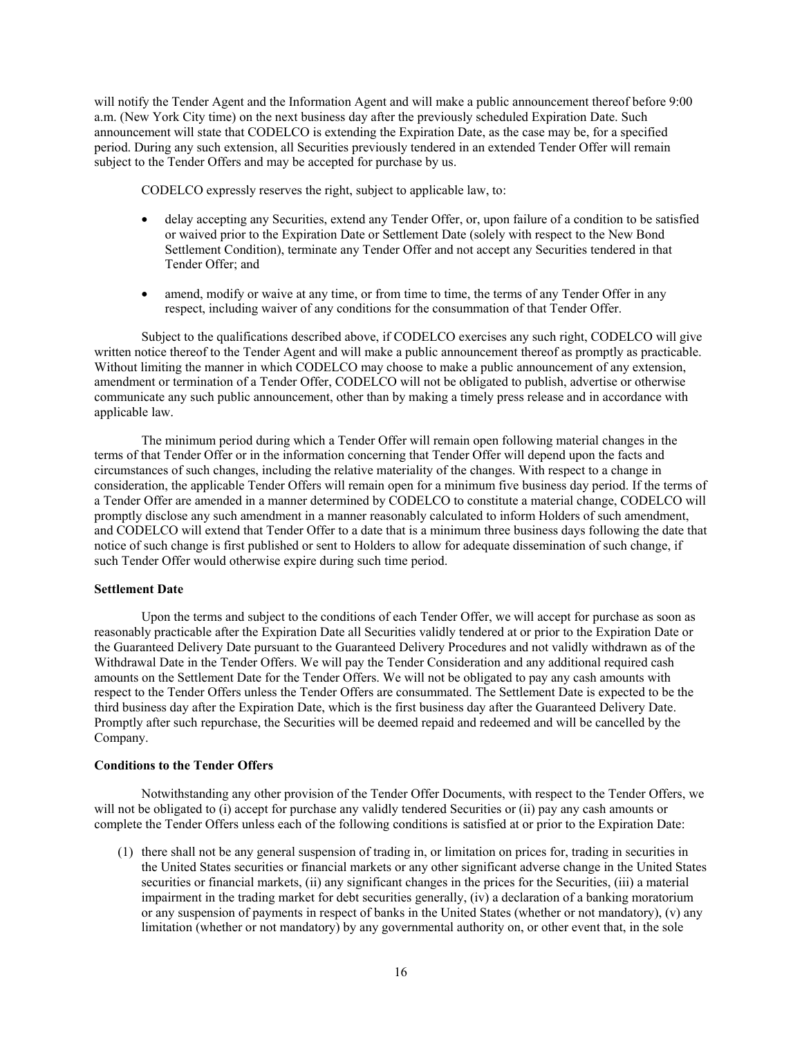will notify the Tender Agent and the Information Agent and will make a public announcement thereof before 9:00 a.m. (New York City time) on the next business day after the previously scheduled Expiration Date. Such announcement will state that CODELCO is extending the Expiration Date, as the case may be, for a specified period. During any such extension, all Securities previously tendered in an extended Tender Offer will remain subject to the Tender Offers and may be accepted for purchase by us.

CODELCO expressly reserves the right, subject to applicable law, to:

- delay accepting any Securities, extend any Tender Offer, or, upon failure of a condition to be satisfied or waived prior to the Expiration Date or Settlement Date (solely with respect to the New Bond Settlement Condition), terminate any Tender Offer and not accept any Securities tendered in that Tender Offer; and
- amend, modify or waive at any time, or from time to time, the terms of any Tender Offer in any respect, including waiver of any conditions for the consummation of that Tender Offer.

Subject to the qualifications described above, if CODELCO exercises any such right, CODELCO will give written notice thereof to the Tender Agent and will make a public announcement thereof as promptly as practicable. Without limiting the manner in which CODELCO may choose to make a public announcement of any extension, amendment or termination of a Tender Offer, CODELCO will not be obligated to publish, advertise or otherwise communicate any such public announcement, other than by making a timely press release and in accordance with applicable law.

The minimum period during which a Tender Offer will remain open following material changes in the terms of that Tender Offer or in the information concerning that Tender Offer will depend upon the facts and circumstances of such changes, including the relative materiality of the changes. With respect to a change in consideration, the applicable Tender Offers will remain open for a minimum five business day period. If the terms of a Tender Offer are amended in a manner determined by CODELCO to constitute a material change, CODELCO will promptly disclose any such amendment in a manner reasonably calculated to inform Holders of such amendment, and CODELCO will extend that Tender Offer to a date that is a minimum three business days following the date that notice of such change is first published or sent to Holders to allow for adequate dissemination of such change, if such Tender Offer would otherwise expire during such time period.

**Settlement Date**

Upon the terms and subject to the conditions of each Tender Offer, we will accept for purchase as soon as reasonably practicable after the Expiration Date all Securities validly tendered at or prior to the Expiration Date or the Guaranteed Delivery Date pursuant to the Guaranteed Delivery Procedures and not validly withdrawn as of the Withdrawal Date in the Tender Offers. We will pay the Tender Consideration and any additional required cash amounts on the Settlement Date for the Tender Offers. We will not be obligated to pay any cash amounts with respect to the Tender Offers unless the Tender Offers are consummated. The Settlement Date is expected to be the third business day after the Expiration Date, which is the first business day after the Guaranteed Delivery Date. Promptly after such repurchase, the Securities will be deemed repaid and redeemed and will be cancelled by the Company.

**Conditions to the Tender Offers**

Notwithstanding any other provision of the Tender Offer Documents, with respect to the Tender Offers, we will not be obligated to (i) accept for purchase any validly tendered Securities or (ii) pay any cash amounts or complete the Tender Offers unless each of the following conditions is satisfied at or prior to the Expiration Date:

(1) there shall not be any general suspension of trading in, or limitation on prices for, trading in securities in the United States securities or financial markets or any other significant adverse change in the United States securities or financial markets, (ii) any significant changes in the prices for the Securities, (iii) a material impairment in the trading market for debt securities generally, (iv) a declaration of a banking moratorium or any suspension of payments in respect of banks in the United States (whether or not mandatory), (v) any limitation (whether or not mandatory) by any governmental authority on, or other event that, in the sole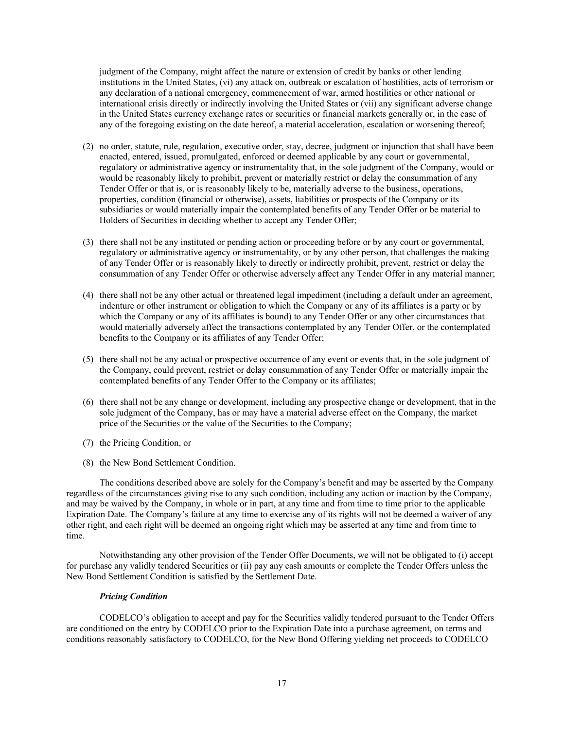judgment of the Company, might affect the nature or extension of credit by banks or other lending institutions in the United States, (vi) any attack on, outbreak or escalation of hostilities, acts of terrorism or any declaration of a national emergency, commencement of war, armed hostilities or other national or international crisis directly or indirectly involving the United States or (vii) any significant adverse change in the United States currency exchange rates or securities or financial markets generally or, in the case of any of the foregoing existing on the date hereof, a material acceleration, escalation or worsening thereof;

(2) no order, statute, rule, regulation, executive order, stay, decree, judgment or injunction that shall have been enacted, entered, issued, promulgated, enforced or deemed applicable by any court or governmental, regulatory or administrative agency or instrumentality that, in the sole judgment of the Company, would or would be reasonably likely to prohibit, prevent or materially restrict or delay the consummation of any Tender Offer or that is, or is reasonably likely to be, materially adverse to the business, operations, properties, condition (financial or otherwise), assets, liabilities or prospects of the Company or its subsidiaries or would materially impair the contemplated benefits of any Tender Offer or be material to Holders of Securities in deciding whether to accept any Tender Offer;

(3) there shall not be any instituted or pending action or proceeding before or by any court or governmental, regulatory or administrative agency or instrumentality, or by any other person, that challenges the making of any Tender Offer or is reasonably likely to directly or indirectly prohibit, prevent, restrict or delay the consummation of any Tender Offer or otherwise adversely affect any Tender Offer in any material manner;

(4) there shall not be any other actual or threatened legal impediment (including a default under an agreement, indenture or other instrument or obligation to which the Company or any of its affiliates is a party or by which the Company or any of its affiliates is bound) to any Tender Offer or any other circumstances that would materially adversely affect the transactions contemplated by any Tender Offer, or the contemplated benefits to the Company or its affiliates of any Tender Offer;

(5) there shall not be any actual or prospective occurrence of any event or events that, in the sole judgment of the Company, could prevent, restrict or delay consummation of any Tender Offer or materially impair the contemplated benefits of any Tender Offer to the Company or its affiliates;

(6) there shall not be any change or development, including any prospective change or development, that in the sole judgment of the Company, has or may have a material adverse effect on the Company, the market price of the Securities or the value of the Securities to the Company;

(7) the Pricing Condition, or

(8) the New Bond Settlement Condition.

The conditions described above are solely for the Company's benefit and may be asserted by the Company regardless of the circumstances giving rise to any such condition, including any action or inaction by the Company, and may be waived by the Company, in whole or in part, at any time and from time to time prior to the applicable Expiration Date. The Company's failure at any time to exercise any of its rights will not be deemed a waiver of any other right, and each right will be deemed an ongoing right which may be asserted at any time and from time to time.

Notwithstanding any other provision of the Tender Offer Documents, we will not be obligated to (i) accept for purchase any validly tendered Securities or (ii) pay any cash amounts or complete the Tender Offers unless the New Bond Settlement Condition is satisfied by the Settlement Date.

***Pricing Condition***

CODELCO's obligation to accept and pay for the Securities validly tendered pursuant to the Tender Offers are conditioned on the entry by CODELCO prior to the Expiration Date into a purchase agreement, on terms and conditions reasonably satisfactory to CODELCO, for the New Bond Offering yielding net proceeds to CODELCO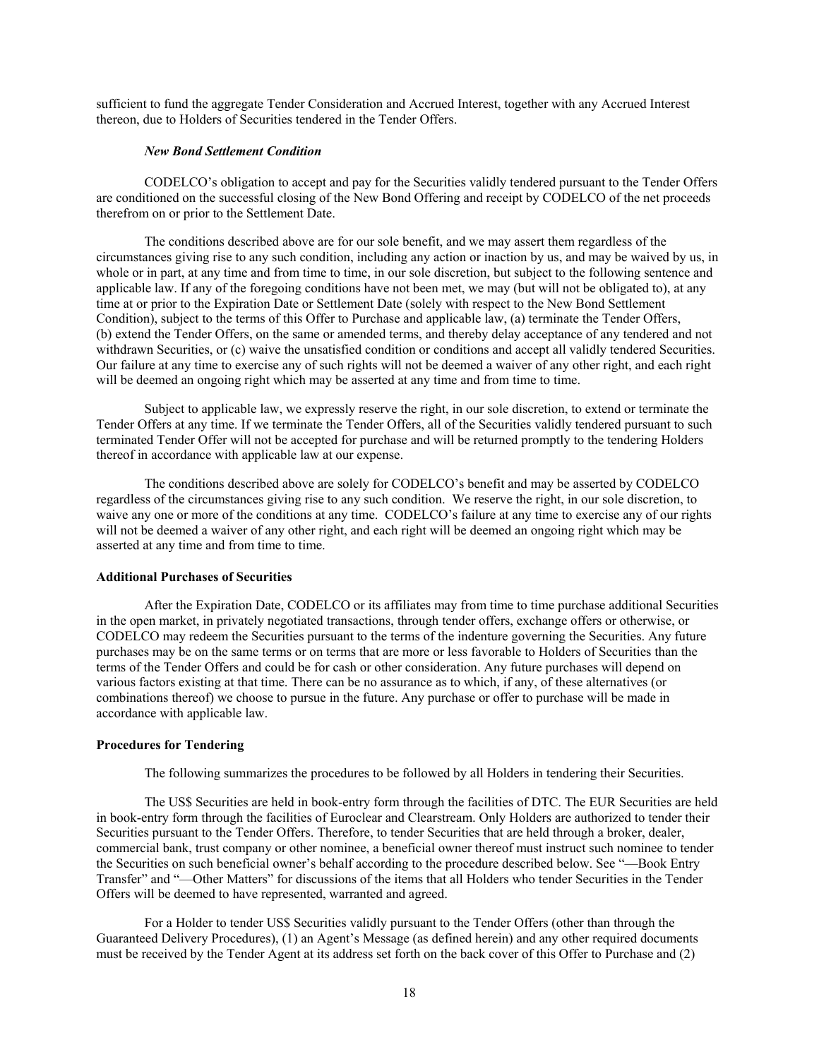sufficient to fund the aggregate Tender Consideration and Accrued Interest, together with any Accrued Interest thereon, due to Holders of Securities tendered in the Tender Offers.

***New Bond Settlement Condition***

CODELCO's obligation to accept and pay for the Securities validly tendered pursuant to the Tender Offers are conditioned on the successful closing of the New Bond Offering and receipt by CODELCO of the net proceeds therefrom on or prior to the Settlement Date.

The conditions described above are for our sole benefit, and we may assert them regardless of the circumstances giving rise to any such condition, including any action or inaction by us, and may be waived by us, in whole or in part, at any time and from time to time, in our sole discretion, but subject to the following sentence and applicable law. If any of the foregoing conditions have not been met, we may (but will not be obligated to), at any time at or prior to the Expiration Date or Settlement Date (solely with respect to the New Bond Settlement Condition), subject to the terms of this Offer to Purchase and applicable law, (a) terminate the Tender Offers, (b) extend the Tender Offers, on the same or amended terms, and thereby delay acceptance of any tendered and not withdrawn Securities, or (c) waive the unsatisfied condition or conditions and accept all validly tendered Securities. Our failure at any time to exercise any of such rights will not be deemed a waiver of any other right, and each right will be deemed an ongoing right which may be asserted at any time and from time to time.

Subject to applicable law, we expressly reserve the right, in our sole discretion, to extend or terminate the Tender Offers at any time. If we terminate the Tender Offers, all of the Securities validly tendered pursuant to such terminated Tender Offer will not be accepted for purchase and will be returned promptly to the tendering Holders thereof in accordance with applicable law at our expense.

The conditions described above are solely for CODELCO's benefit and may be asserted by CODELCO regardless of the circumstances giving rise to any such condition. We reserve the right, in our sole discretion, to waive any one or more of the conditions at any time. CODELCO's failure at any time to exercise any of our rights will not be deemed a waiver of any other right, and each right will be deemed an ongoing right which may be asserted at any time and from time to time.

**Additional Purchases of Securities**

After the Expiration Date, CODELCO or its affiliates may from time to time purchase additional Securities in the open market, in privately negotiated transactions, through tender offers, exchange offers or otherwise, or CODELCO may redeem the Securities pursuant to the terms of the indenture governing the Securities. Any future purchases may be on the same terms or on terms that are more or less favorable to Holders of Securities than the terms of the Tender Offers and could be for cash or other consideration. Any future purchases will depend on various factors existing at that time. There can be no assurance as to which, if any, of these alternatives (or combinations thereof) we choose to pursue in the future. Any purchase or offer to purchase will be made in accordance with applicable law.

**Procedures for Tendering**

The following summarizes the procedures to be followed by all Holders in tendering their Securities.

The US$ Securities are held in book-entry form through the facilities of DTC. The EUR Securities are held in book-entry form through the facilities of Euroclear and Clearstream. Only Holders are authorized to tender their Securities pursuant to the Tender Offers. Therefore, to tender Securities that are held through a broker, dealer, commercial bank, trust company or other nominee, a beneficial owner thereof must instruct such nominee to tender the Securities on such beneficial owner's behalf according to the procedure described below. See "—Book Entry Transfer" and "—Other Matters" for discussions of the items that all Holders who tender Securities in the Tender Offers will be deemed to have represented, warranted and agreed.

For a Holder to tender US$ Securities validly pursuant to the Tender Offers (other than through the Guaranteed Delivery Procedures), (1) an Agent's Message (as defined herein) and any other required documents must be received by the Tender Agent at its address set forth on the back cover of this Offer to Purchase and (2)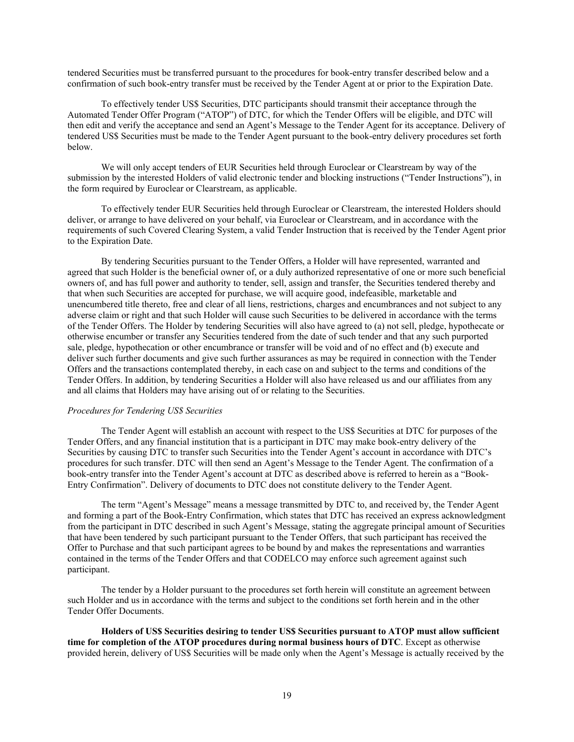tendered Securities must be transferred pursuant to the procedures for book-entry transfer described below and a confirmation of such book-entry transfer must be received by the Tender Agent at or prior to the Expiration Date.

To effectively tender US$ Securities, DTC participants should transmit their acceptance through the Automated Tender Offer Program ("ATOP") of DTC, for which the Tender Offers will be eligible, and DTC will then edit and verify the acceptance and send an Agent's Message to the Tender Agent for its acceptance. Delivery of tendered US$ Securities must be made to the Tender Agent pursuant to the book-entry delivery procedures set forth below.

We will only accept tenders of EUR Securities held through Euroclear or Clearstream by way of the submission by the interested Holders of valid electronic tender and blocking instructions ("Tender Instructions"), in the form required by Euroclear or Clearstream, as applicable.

To effectively tender EUR Securities held through Euroclear or Clearstream, the interested Holders should deliver, or arrange to have delivered on your behalf, via Euroclear or Clearstream, and in accordance with the requirements of such Covered Clearing System, a valid Tender Instruction that is received by the Tender Agent prior to the Expiration Date.

By tendering Securities pursuant to the Tender Offers, a Holder will have represented, warranted and agreed that such Holder is the beneficial owner of, or a duly authorized representative of one or more such beneficial owners of, and has full power and authority to tender, sell, assign and transfer, the Securities tendered thereby and that when such Securities are accepted for purchase, we will acquire good, indefeasible, marketable and unencumbered title thereto, free and clear of all liens, restrictions, charges and encumbrances and not subject to any adverse claim or right and that such Holder will cause such Securities to be delivered in accordance with the terms of the Tender Offers. The Holder by tendering Securities will also have agreed to (a) not sell, pledge, hypothecate or otherwise encumber or transfer any Securities tendered from the date of such tender and that any such purported sale, pledge, hypothecation or other encumbrance or transfer will be void and of no effect and (b) execute and deliver such further documents and give such further assurances as may be required in connection with the Tender Offers and the transactions contemplated thereby, in each case on and subject to the terms and conditions of the Tender Offers. In addition, by tendering Securities a Holder will also have released us and our affiliates from any and all claims that Holders may have arising out of or relating to the Securities.

*Procedures for Tendering US$ Securities*

The Tender Agent will establish an account with respect to the US$ Securities at DTC for purposes of the Tender Offers, and any financial institution that is a participant in DTC may make book-entry delivery of the Securities by causing DTC to transfer such Securities into the Tender Agent's account in accordance with DTC's procedures for such transfer. DTC will then send an Agent's Message to the Tender Agent. The confirmation of a book-entry transfer into the Tender Agent's account at DTC as described above is referred to herein as a "Book-Entry Confirmation". Delivery of documents to DTC does not constitute delivery to the Tender Agent.

The term "Agent's Message" means a message transmitted by DTC to, and received by, the Tender Agent and forming a part of the Book-Entry Confirmation, which states that DTC has received an express acknowledgment from the participant in DTC described in such Agent's Message, stating the aggregate principal amount of Securities that have been tendered by such participant pursuant to the Tender Offers, that such participant has received the Offer to Purchase and that such participant agrees to be bound by and makes the representations and warranties contained in the terms of the Tender Offers and that CODELCO may enforce such agreement against such participant.

The tender by a Holder pursuant to the procedures set forth herein will constitute an agreement between such Holder and us in accordance with the terms and subject to the conditions set forth herein and in the other Tender Offer Documents.

**Holders of US$ Securities desiring to tender US$ Securities pursuant to ATOP must allow sufficient time for completion of the ATOP procedures during normal business hours of DTC**. Except as otherwise provided herein, delivery of US$ Securities will be made only when the Agent's Message is actually received by the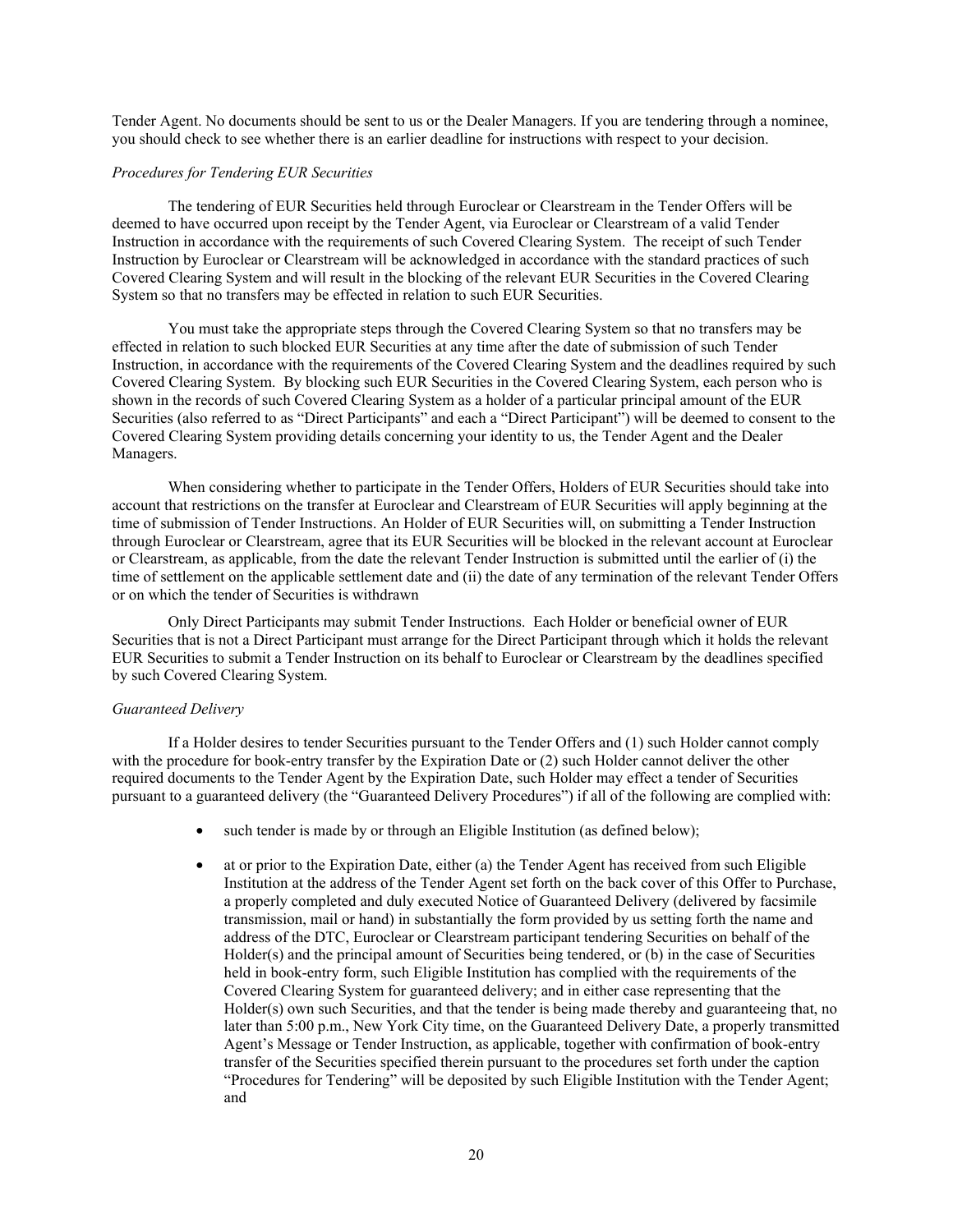Tender Agent. No documents should be sent to us or the Dealer Managers. If you are tendering through a nominee, you should check to see whether there is an earlier deadline for instructions with respect to your decision.

*Procedures for Tendering EUR Securities*

The tendering of EUR Securities held through Euroclear or Clearstream in the Tender Offers will be deemed to have occurred upon receipt by the Tender Agent, via Euroclear or Clearstream of a valid Tender Instruction in accordance with the requirements of such Covered Clearing System. The receipt of such Tender Instruction by Euroclear or Clearstream will be acknowledged in accordance with the standard practices of such Covered Clearing System and will result in the blocking of the relevant EUR Securities in the Covered Clearing System so that no transfers may be effected in relation to such EUR Securities.

You must take the appropriate steps through the Covered Clearing System so that no transfers may be effected in relation to such blocked EUR Securities at any time after the date of submission of such Tender Instruction, in accordance with the requirements of the Covered Clearing System and the deadlines required by such Covered Clearing System. By blocking such EUR Securities in the Covered Clearing System, each person who is shown in the records of such Covered Clearing System as a holder of a particular principal amount of the EUR Securities (also referred to as "Direct Participants" and each a "Direct Participant") will be deemed to consent to the Covered Clearing System providing details concerning your identity to us, the Tender Agent and the Dealer Managers.

When considering whether to participate in the Tender Offers, Holders of EUR Securities should take into account that restrictions on the transfer at Euroclear and Clearstream of EUR Securities will apply beginning at the time of submission of Tender Instructions. An Holder of EUR Securities will, on submitting a Tender Instruction through Euroclear or Clearstream, agree that its EUR Securities will be blocked in the relevant account at Euroclear or Clearstream, as applicable, from the date the relevant Tender Instruction is submitted until the earlier of (i) the time of settlement on the applicable settlement date and (ii) the date of any termination of the relevant Tender Offers or on which the tender of Securities is withdrawn

Only Direct Participants may submit Tender Instructions. Each Holder or beneficial owner of EUR Securities that is not a Direct Participant must arrange for the Direct Participant through which it holds the relevant EUR Securities to submit a Tender Instruction on its behalf to Euroclear or Clearstream by the deadlines specified by such Covered Clearing System.

*Guaranteed Delivery*

If a Holder desires to tender Securities pursuant to the Tender Offers and (1) such Holder cannot comply with the procedure for book-entry transfer by the Expiration Date or (2) such Holder cannot deliver the other required documents to the Tender Agent by the Expiration Date, such Holder may effect a tender of Securities pursuant to a guaranteed delivery (the "Guaranteed Delivery Procedures") if all of the following are complied with:

- such tender is made by or through an Eligible Institution (as defined below);
- at or prior to the Expiration Date, either (a) the Tender Agent has received from such Eligible Institution at the address of the Tender Agent set forth on the back cover of this Offer to Purchase, a properly completed and duly executed Notice of Guaranteed Delivery (delivered by facsimile transmission, mail or hand) in substantially the form provided by us setting forth the name and address of the DTC, Euroclear or Clearstream participant tendering Securities on behalf of the Holder(s) and the principal amount of Securities being tendered, or (b) in the case of Securities held in book-entry form, such Eligible Institution has complied with the requirements of the Covered Clearing System for guaranteed delivery; and in either case representing that the Holder(s) own such Securities, and that the tender is being made thereby and guaranteeing that, no later than 5:00 p.m., New York City time, on the Guaranteed Delivery Date, a properly transmitted Agent's Message or Tender Instruction, as applicable, together with confirmation of book-entry transfer of the Securities specified therein pursuant to the procedures set forth under the caption "Procedures for Tendering" will be deposited by such Eligible Institution with the Tender Agent; and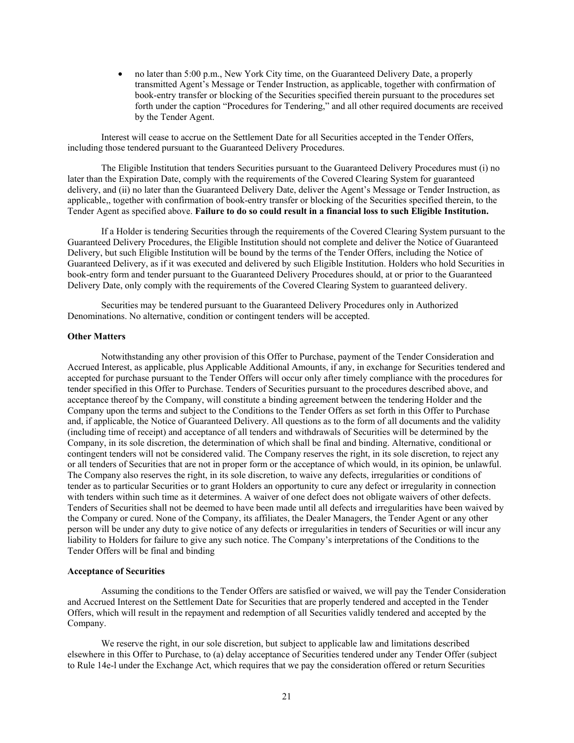- no later than 5:00 p.m., New York City time, on the Guaranteed Delivery Date, a properly transmitted Agent's Message or Tender Instruction, as applicable, together with confirmation of book-entry transfer or blocking of the Securities specified therein pursuant to the procedures set forth under the caption "Procedures for Tendering," and all other required documents are received by the Tender Agent.

Interest will cease to accrue on the Settlement Date for all Securities accepted in the Tender Offers, including those tendered pursuant to the Guaranteed Delivery Procedures.

The Eligible Institution that tenders Securities pursuant to the Guaranteed Delivery Procedures must (i) no later than the Expiration Date, comply with the requirements of the Covered Clearing System for guaranteed delivery, and (ii) no later than the Guaranteed Delivery Date, deliver the Agent's Message or Tender Instruction, as applicable,, together with confirmation of book-entry transfer or blocking of the Securities specified therein, to the Tender Agent as specified above. **Failure to do so could result in a financial loss to such Eligible Institution.**

If a Holder is tendering Securities through the requirements of the Covered Clearing System pursuant to the Guaranteed Delivery Procedures, the Eligible Institution should not complete and deliver the Notice of Guaranteed Delivery, but such Eligible Institution will be bound by the terms of the Tender Offers, including the Notice of Guaranteed Delivery, as if it was executed and delivered by such Eligible Institution. Holders who hold Securities in book-entry form and tender pursuant to the Guaranteed Delivery Procedures should, at or prior to the Guaranteed Delivery Date, only comply with the requirements of the Covered Clearing System to guaranteed delivery.

Securities may be tendered pursuant to the Guaranteed Delivery Procedures only in Authorized Denominations. No alternative, condition or contingent tenders will be accepted.

**Other Matters**

Notwithstanding any other provision of this Offer to Purchase, payment of the Tender Consideration and Accrued Interest, as applicable, plus Applicable Additional Amounts, if any, in exchange for Securities tendered and accepted for purchase pursuant to the Tender Offers will occur only after timely compliance with the procedures for tender specified in this Offer to Purchase. Tenders of Securities pursuant to the procedures described above, and acceptance thereof by the Company, will constitute a binding agreement between the tendering Holder and the Company upon the terms and subject to the Conditions to the Tender Offers as set forth in this Offer to Purchase and, if applicable, the Notice of Guaranteed Delivery. All questions as to the form of all documents and the validity (including time of receipt) and acceptance of all tenders and withdrawals of Securities will be determined by the Company, in its sole discretion, the determination of which shall be final and binding. Alternative, conditional or contingent tenders will not be considered valid. The Company reserves the right, in its sole discretion, to reject any or all tenders of Securities that are not in proper form or the acceptance of which would, in its opinion, be unlawful. The Company also reserves the right, in its sole discretion, to waive any defects, irregularities or conditions of tender as to particular Securities or to grant Holders an opportunity to cure any defect or irregularity in connection with tenders within such time as it determines. A waiver of one defect does not obligate waivers of other defects. Tenders of Securities shall not be deemed to have been made until all defects and irregularities have been waived by the Company or cured. None of the Company, its affiliates, the Dealer Managers, the Tender Agent or any other person will be under any duty to give notice of any defects or irregularities in tenders of Securities or will incur any liability to Holders for failure to give any such notice. The Company's interpretations of the Conditions to the Tender Offers will be final and binding

**Acceptance of Securities**

Assuming the conditions to the Tender Offers are satisfied or waived, we will pay the Tender Consideration and Accrued Interest on the Settlement Date for Securities that are properly tendered and accepted in the Tender Offers, which will result in the repayment and redemption of all Securities validly tendered and accepted by the Company.

We reserve the right, in our sole discretion, but subject to applicable law and limitations described elsewhere in this Offer to Purchase, to (a) delay acceptance of Securities tendered under any Tender Offer (subject to Rule 14e-l under the Exchange Act, which requires that we pay the consideration offered or return Securities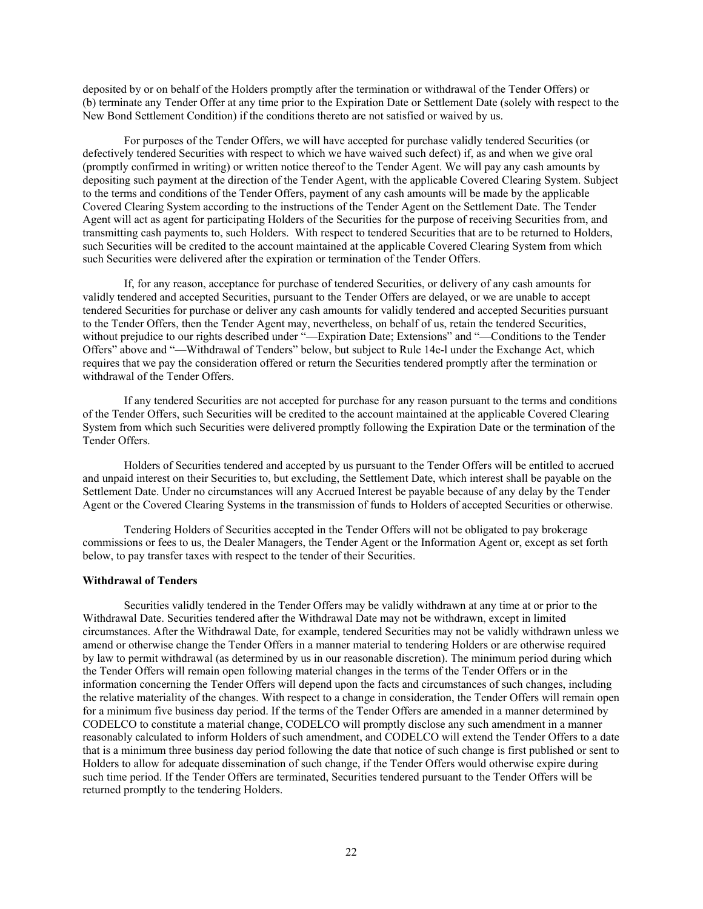deposited by or on behalf of the Holders promptly after the termination or withdrawal of the Tender Offers) or (b) terminate any Tender Offer at any time prior to the Expiration Date or Settlement Date (solely with respect to the New Bond Settlement Condition) if the conditions thereto are not satisfied or waived by us.

For purposes of the Tender Offers, we will have accepted for purchase validly tendered Securities (or defectively tendered Securities with respect to which we have waived such defect) if, as and when we give oral (promptly confirmed in writing) or written notice thereof to the Tender Agent. We will pay any cash amounts by depositing such payment at the direction of the Tender Agent, with the applicable Covered Clearing System. Subject to the terms and conditions of the Tender Offers, payment of any cash amounts will be made by the applicable Covered Clearing System according to the instructions of the Tender Agent on the Settlement Date. The Tender Agent will act as agent for participating Holders of the Securities for the purpose of receiving Securities from, and transmitting cash payments to, such Holders. With respect to tendered Securities that are to be returned to Holders, such Securities will be credited to the account maintained at the applicable Covered Clearing System from which such Securities were delivered after the expiration or termination of the Tender Offers.

If, for any reason, acceptance for purchase of tendered Securities, or delivery of any cash amounts for validly tendered and accepted Securities, pursuant to the Tender Offers are delayed, or we are unable to accept tendered Securities for purchase or deliver any cash amounts for validly tendered and accepted Securities pursuant to the Tender Offers, then the Tender Agent may, nevertheless, on behalf of us, retain the tendered Securities, without prejudice to our rights described under "—Expiration Date; Extensions" and "—Conditions to the Tender Offers" above and "—Withdrawal of Tenders" below, but subject to Rule 14e-l under the Exchange Act, which requires that we pay the consideration offered or return the Securities tendered promptly after the termination or withdrawal of the Tender Offers.

If any tendered Securities are not accepted for purchase for any reason pursuant to the terms and conditions of the Tender Offers, such Securities will be credited to the account maintained at the applicable Covered Clearing System from which such Securities were delivered promptly following the Expiration Date or the termination of the Tender Offers.

Holders of Securities tendered and accepted by us pursuant to the Tender Offers will be entitled to accrued and unpaid interest on their Securities to, but excluding, the Settlement Date, which interest shall be payable on the Settlement Date. Under no circumstances will any Accrued Interest be payable because of any delay by the Tender Agent or the Covered Clearing Systems in the transmission of funds to Holders of accepted Securities or otherwise.

Tendering Holders of Securities accepted in the Tender Offers will not be obligated to pay brokerage commissions or fees to us, the Dealer Managers, the Tender Agent or the Information Agent or, except as set forth below, to pay transfer taxes with respect to the tender of their Securities.

**Withdrawal of Tenders**

Securities validly tendered in the Tender Offers may be validly withdrawn at any time at or prior to the Withdrawal Date. Securities tendered after the Withdrawal Date may not be withdrawn, except in limited circumstances. After the Withdrawal Date, for example, tendered Securities may not be validly withdrawn unless we amend or otherwise change the Tender Offers in a manner material to tendering Holders or are otherwise required by law to permit withdrawal (as determined by us in our reasonable discretion). The minimum period during which the Tender Offers will remain open following material changes in the terms of the Tender Offers or in the information concerning the Tender Offers will depend upon the facts and circumstances of such changes, including the relative materiality of the changes. With respect to a change in consideration, the Tender Offers will remain open for a minimum five business day period. If the terms of the Tender Offers are amended in a manner determined by CODELCO to constitute a material change, CODELCO will promptly disclose any such amendment in a manner reasonably calculated to inform Holders of such amendment, and CODELCO will extend the Tender Offers to a date that is a minimum three business day period following the date that notice of such change is first published or sent to Holders to allow for adequate dissemination of such change, if the Tender Offers would otherwise expire during such time period. If the Tender Offers are terminated, Securities tendered pursuant to the Tender Offers will be returned promptly to the tendering Holders.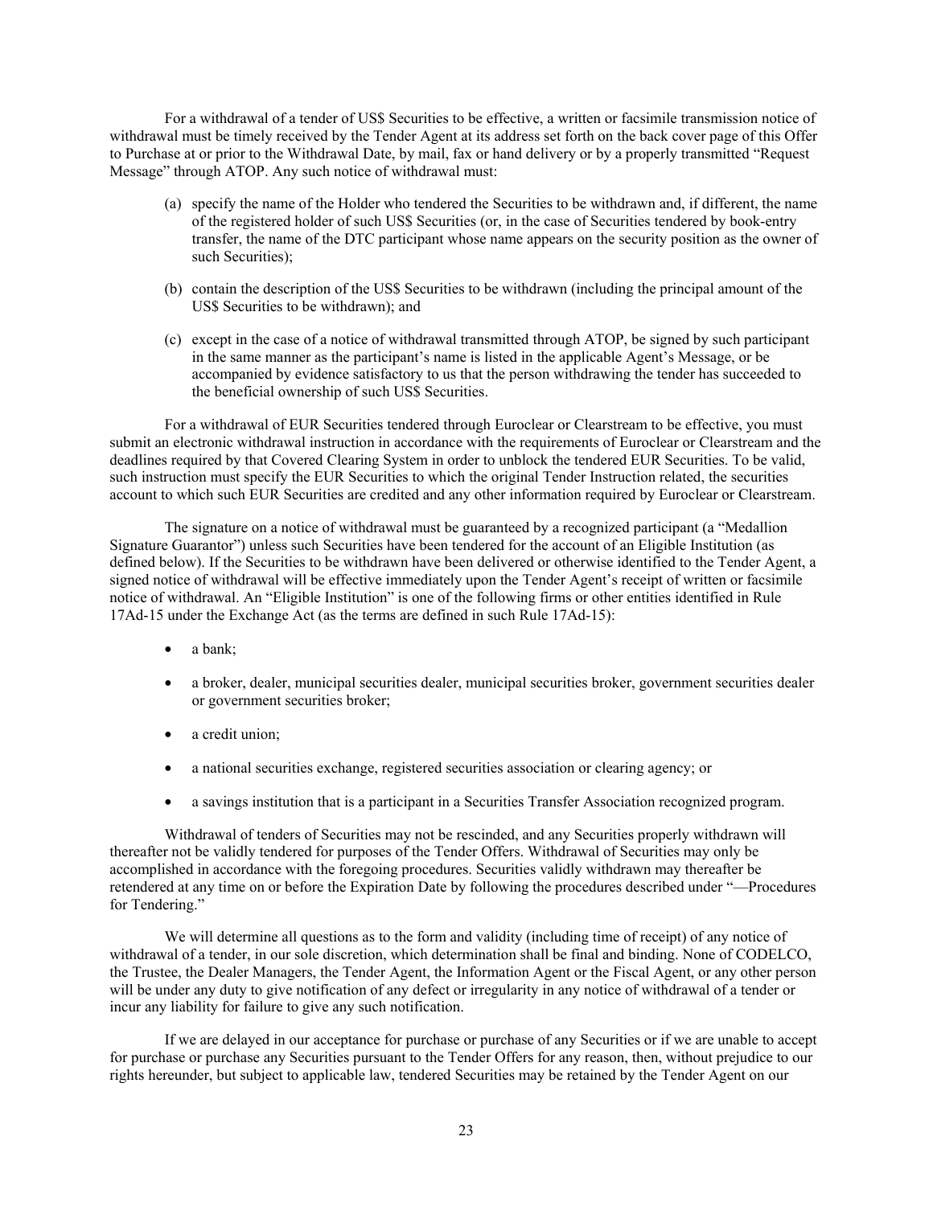For a withdrawal of a tender of US$ Securities to be effective, a written or facsimile transmission notice of withdrawal must be timely received by the Tender Agent at its address set forth on the back cover page of this Offer to Purchase at or prior to the Withdrawal Date, by mail, fax or hand delivery or by a properly transmitted "Request Message" through ATOP. Any such notice of withdrawal must:

(a) specify the name of the Holder who tendered the Securities to be withdrawn and, if different, the name of the registered holder of such US$ Securities (or, in the case of Securities tendered by book-entry transfer, the name of the DTC participant whose name appears on the security position as the owner of such Securities);

(b) contain the description of the US$ Securities to be withdrawn (including the principal amount of the US$ Securities to be withdrawn); and

(c) except in the case of a notice of withdrawal transmitted through ATOP, be signed by such participant in the same manner as the participant's name is listed in the applicable Agent's Message, or be accompanied by evidence satisfactory to us that the person withdrawing the tender has succeeded to the beneficial ownership of such US$ Securities.

For a withdrawal of EUR Securities tendered through Euroclear or Clearstream to be effective, you must submit an electronic withdrawal instruction in accordance with the requirements of Euroclear or Clearstream and the deadlines required by that Covered Clearing System in order to unblock the tendered EUR Securities. To be valid, such instruction must specify the EUR Securities to which the original Tender Instruction related, the securities account to which such EUR Securities are credited and any other information required by Euroclear or Clearstream.

The signature on a notice of withdrawal must be guaranteed by a recognized participant (a "Medallion Signature Guarantor") unless such Securities have been tendered for the account of an Eligible Institution (as defined below). If the Securities to be withdrawn have been delivered or otherwise identified to the Tender Agent, a signed notice of withdrawal will be effective immediately upon the Tender Agent's receipt of written or facsimile notice of withdrawal. An "Eligible Institution" is one of the following firms or other entities identified in Rule 17Ad-15 under the Exchange Act (as the terms are defined in such Rule 17Ad-15):

- a bank;
- a broker, dealer, municipal securities dealer, municipal securities broker, government securities dealer or government securities broker;
- a credit union;
- a national securities exchange, registered securities association or clearing agency; or
- a savings institution that is a participant in a Securities Transfer Association recognized program.

Withdrawal of tenders of Securities may not be rescinded, and any Securities properly withdrawn will thereafter not be validly tendered for purposes of the Tender Offers. Withdrawal of Securities may only be accomplished in accordance with the foregoing procedures. Securities validly withdrawn may thereafter be retendered at any time on or before the Expiration Date by following the procedures described under "—Procedures for Tendering."

We will determine all questions as to the form and validity (including time of receipt) of any notice of withdrawal of a tender, in our sole discretion, which determination shall be final and binding. None of CODELCO, the Trustee, the Dealer Managers, the Tender Agent, the Information Agent or the Fiscal Agent, or any other person will be under any duty to give notification of any defect or irregularity in any notice of withdrawal of a tender or incur any liability for failure to give any such notification.

If we are delayed in our acceptance for purchase or purchase of any Securities or if we are unable to accept for purchase or purchase any Securities pursuant to the Tender Offers for any reason, then, without prejudice to our rights hereunder, but subject to applicable law, tendered Securities may be retained by the Tender Agent on our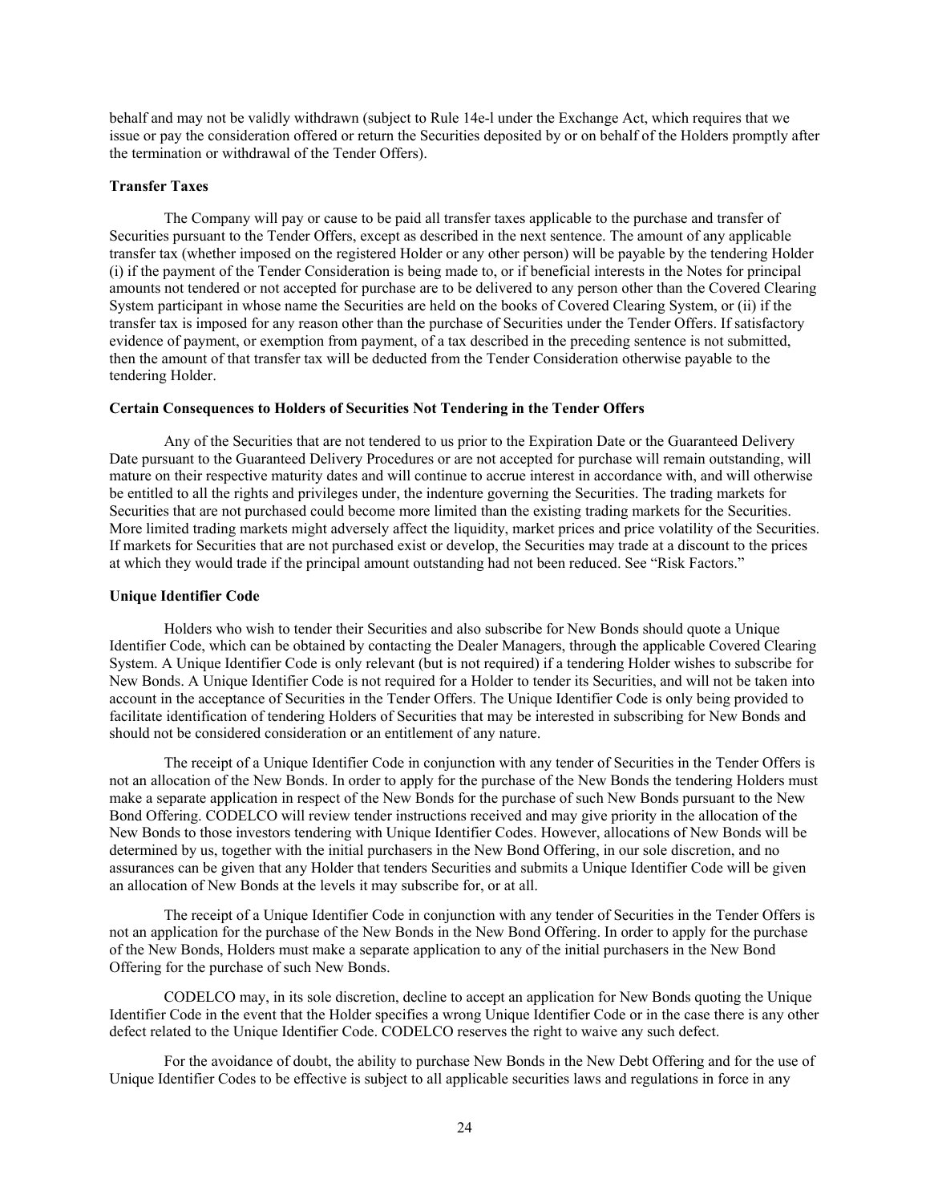behalf and may not be validly withdrawn (subject to Rule 14e-l under the Exchange Act, which requires that we issue or pay the consideration offered or return the Securities deposited by or on behalf of the Holders promptly after the termination or withdrawal of the Tender Offers).

### Transfer Taxes

The Company will pay or cause to be paid all transfer taxes applicable to the purchase and transfer of Securities pursuant to the Tender Offers, except as described in the next sentence. The amount of any applicable transfer tax (whether imposed on the registered Holder or any other person) will be payable by the tendering Holder (i) if the payment of the Tender Consideration is being made to, or if beneficial interests in the Notes for principal amounts not tendered or not accepted for purchase are to be delivered to any person other than the Covered Clearing System participant in whose name the Securities are held on the books of Covered Clearing System, or (ii) if the transfer tax is imposed for any reason other than the purchase of Securities under the Tender Offers. If satisfactory evidence of payment, or exemption from payment, of a tax described in the preceding sentence is not submitted, then the amount of that transfer tax will be deducted from the Tender Consideration otherwise payable to the tendering Holder.

### Certain Consequences to Holders of Securities Not Tendering in the Tender Offers

Any of the Securities that are not tendered to us prior to the Expiration Date or the Guaranteed Delivery Date pursuant to the Guaranteed Delivery Procedures or are not accepted for purchase will remain outstanding, will mature on their respective maturity dates and will continue to accrue interest in accordance with, and will otherwise be entitled to all the rights and privileges under, the indenture governing the Securities. The trading markets for Securities that are not purchased could become more limited than the existing trading markets for the Securities. More limited trading markets might adversely affect the liquidity, market prices and price volatility of the Securities. If markets for Securities that are not purchased exist or develop, the Securities may trade at a discount to the prices at which they would trade if the principal amount outstanding had not been reduced. See "Risk Factors."

### Unique Identifier Code

Holders who wish to tender their Securities and also subscribe for New Bonds should quote a Unique Identifier Code, which can be obtained by contacting the Dealer Managers, through the applicable Covered Clearing System. A Unique Identifier Code is only relevant (but is not required) if a tendering Holder wishes to subscribe for New Bonds. A Unique Identifier Code is not required for a Holder to tender its Securities, and will not be taken into account in the acceptance of Securities in the Tender Offers. The Unique Identifier Code is only being provided to facilitate identification of tendering Holders of Securities that may be interested in subscribing for New Bonds and should not be considered consideration or an entitlement of any nature.

The receipt of a Unique Identifier Code in conjunction with any tender of Securities in the Tender Offers is not an allocation of the New Bonds. In order to apply for the purchase of the New Bonds the tendering Holders must make a separate application in respect of the New Bonds for the purchase of such New Bonds pursuant to the New Bond Offering. CODELCO will review tender instructions received and may give priority in the allocation of the New Bonds to those investors tendering with Unique Identifier Codes. However, allocations of New Bonds will be determined by us, together with the initial purchasers in the New Bond Offering, in our sole discretion, and no assurances can be given that any Holder that tenders Securities and submits a Unique Identifier Code will be given an allocation of New Bonds at the levels it may subscribe for, or at all.

The receipt of a Unique Identifier Code in conjunction with any tender of Securities in the Tender Offers is not an application for the purchase of the New Bonds in the New Bond Offering. In order to apply for the purchase of the New Bonds, Holders must make a separate application to any of the initial purchasers in the New Bond Offering for the purchase of such New Bonds.

CODELCO may, in its sole discretion, decline to accept an application for New Bonds quoting the Unique Identifier Code in the event that the Holder specifies a wrong Unique Identifier Code or in the case there is any other defect related to the Unique Identifier Code. CODELCO reserves the right to waive any such defect.

For the avoidance of doubt, the ability to purchase New Bonds in the New Debt Offering and for the use of Unique Identifier Codes to be effective is subject to all applicable securities laws and regulations in force in any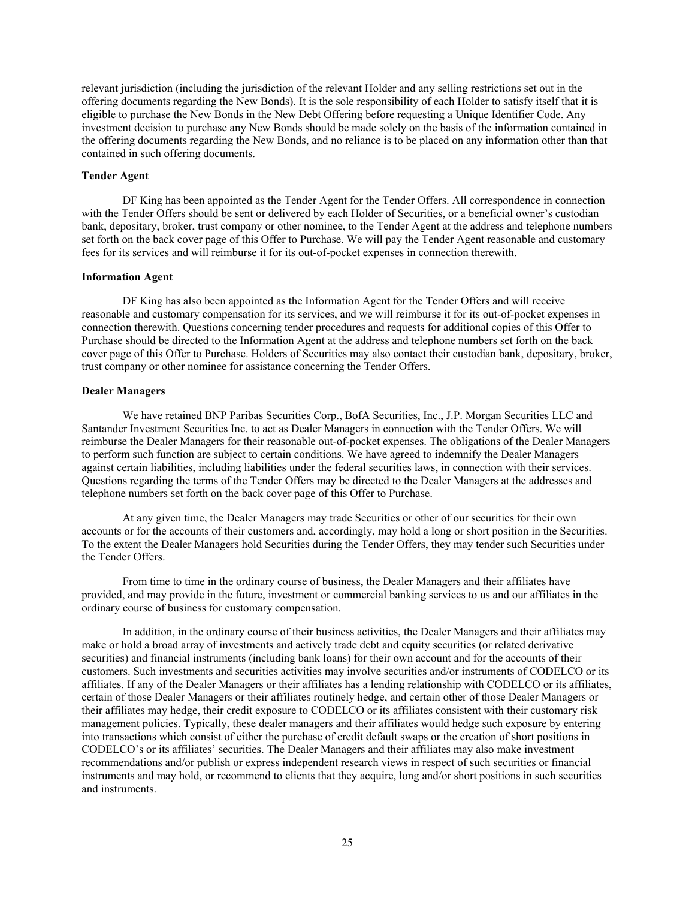relevant jurisdiction (including the jurisdiction of the relevant Holder and any selling restrictions set out in the offering documents regarding the New Bonds). It is the sole responsibility of each Holder to satisfy itself that it is eligible to purchase the New Bonds in the New Debt Offering before requesting a Unique Identifier Code. Any investment decision to purchase any New Bonds should be made solely on the basis of the information contained in the offering documents regarding the New Bonds, and no reliance is to be placed on any information other than that contained in such offering documents.

**Tender Agent**

DF King has been appointed as the Tender Agent for the Tender Offers. All correspondence in connection with the Tender Offers should be sent or delivered by each Holder of Securities, or a beneficial owner's custodian bank, depositary, broker, trust company or other nominee, to the Tender Agent at the address and telephone numbers set forth on the back cover page of this Offer to Purchase. We will pay the Tender Agent reasonable and customary fees for its services and will reimburse it for its out-of-pocket expenses in connection therewith.

**Information Agent**

DF King has also been appointed as the Information Agent for the Tender Offers and will receive reasonable and customary compensation for its services, and we will reimburse it for its out-of-pocket expenses in connection therewith. Questions concerning tender procedures and requests for additional copies of this Offer to Purchase should be directed to the Information Agent at the address and telephone numbers set forth on the back cover page of this Offer to Purchase. Holders of Securities may also contact their custodian bank, depositary, broker, trust company or other nominee for assistance concerning the Tender Offers.

**Dealer Managers**

We have retained BNP Paribas Securities Corp., BofA Securities, Inc., J.P. Morgan Securities LLC and Santander Investment Securities Inc. to act as Dealer Managers in connection with the Tender Offers. We will reimburse the Dealer Managers for their reasonable out-of-pocket expenses. The obligations of the Dealer Managers to perform such function are subject to certain conditions. We have agreed to indemnify the Dealer Managers against certain liabilities, including liabilities under the federal securities laws, in connection with their services. Questions regarding the terms of the Tender Offers may be directed to the Dealer Managers at the addresses and telephone numbers set forth on the back cover page of this Offer to Purchase.

At any given time, the Dealer Managers may trade Securities or other of our securities for their own accounts or for the accounts of their customers and, accordingly, may hold a long or short position in the Securities. To the extent the Dealer Managers hold Securities during the Tender Offers, they may tender such Securities under the Tender Offers.

From time to time in the ordinary course of business, the Dealer Managers and their affiliates have provided, and may provide in the future, investment or commercial banking services to us and our affiliates in the ordinary course of business for customary compensation.

In addition, in the ordinary course of their business activities, the Dealer Managers and their affiliates may make or hold a broad array of investments and actively trade debt and equity securities (or related derivative securities) and financial instruments (including bank loans) for their own account and for the accounts of their customers. Such investments and securities activities may involve securities and/or instruments of CODELCO or its affiliates. If any of the Dealer Managers or their affiliates has a lending relationship with CODELCO or its affiliates, certain of those Dealer Managers or their affiliates routinely hedge, and certain other of those Dealer Managers or their affiliates may hedge, their credit exposure to CODELCO or its affiliates consistent with their customary risk management policies. Typically, these dealer managers and their affiliates would hedge such exposure by entering into transactions which consist of either the purchase of credit default swaps or the creation of short positions in CODELCO's or its affiliates' securities. The Dealer Managers and their affiliates may also make investment recommendations and/or publish or express independent research views in respect of such securities or financial instruments and may hold, or recommend to clients that they acquire, long and/or short positions in such securities and instruments.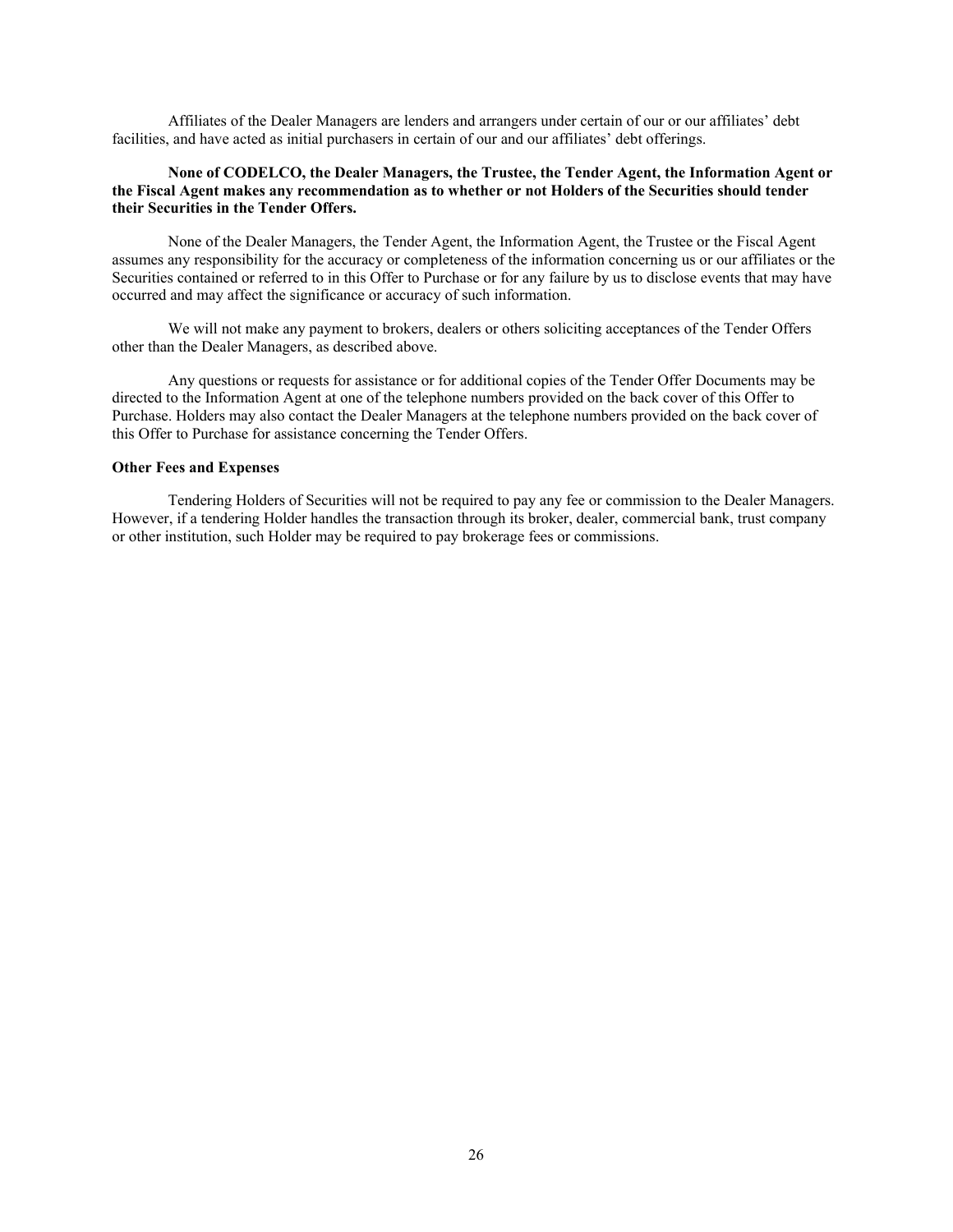Affiliates of the Dealer Managers are lenders and arrangers under certain of our or our affiliates' debt facilities, and have acted as initial purchasers in certain of our and our affiliates' debt offerings.

**None of CODELCO, the Dealer Managers, the Trustee, the Tender Agent, the Information Agent or the Fiscal Agent makes any recommendation as to whether or not Holders of the Securities should tender their Securities in the Tender Offers.**

None of the Dealer Managers, the Tender Agent, the Information Agent, the Trustee or the Fiscal Agent assumes any responsibility for the accuracy or completeness of the information concerning us or our affiliates or the Securities contained or referred to in this Offer to Purchase or for any failure by us to disclose events that may have occurred and may affect the significance or accuracy of such information.

We will not make any payment to brokers, dealers or others soliciting acceptances of the Tender Offers other than the Dealer Managers, as described above.

Any questions or requests for assistance or for additional copies of the Tender Offer Documents may be directed to the Information Agent at one of the telephone numbers provided on the back cover of this Offer to Purchase. Holders may also contact the Dealer Managers at the telephone numbers provided on the back cover of this Offer to Purchase for assistance concerning the Tender Offers.

**Other Fees and Expenses**

Tendering Holders of Securities will not be required to pay any fee or commission to the Dealer Managers. However, if a tendering Holder handles the transaction through its broker, dealer, commercial bank, trust company or other institution, such Holder may be required to pay brokerage fees or commissions.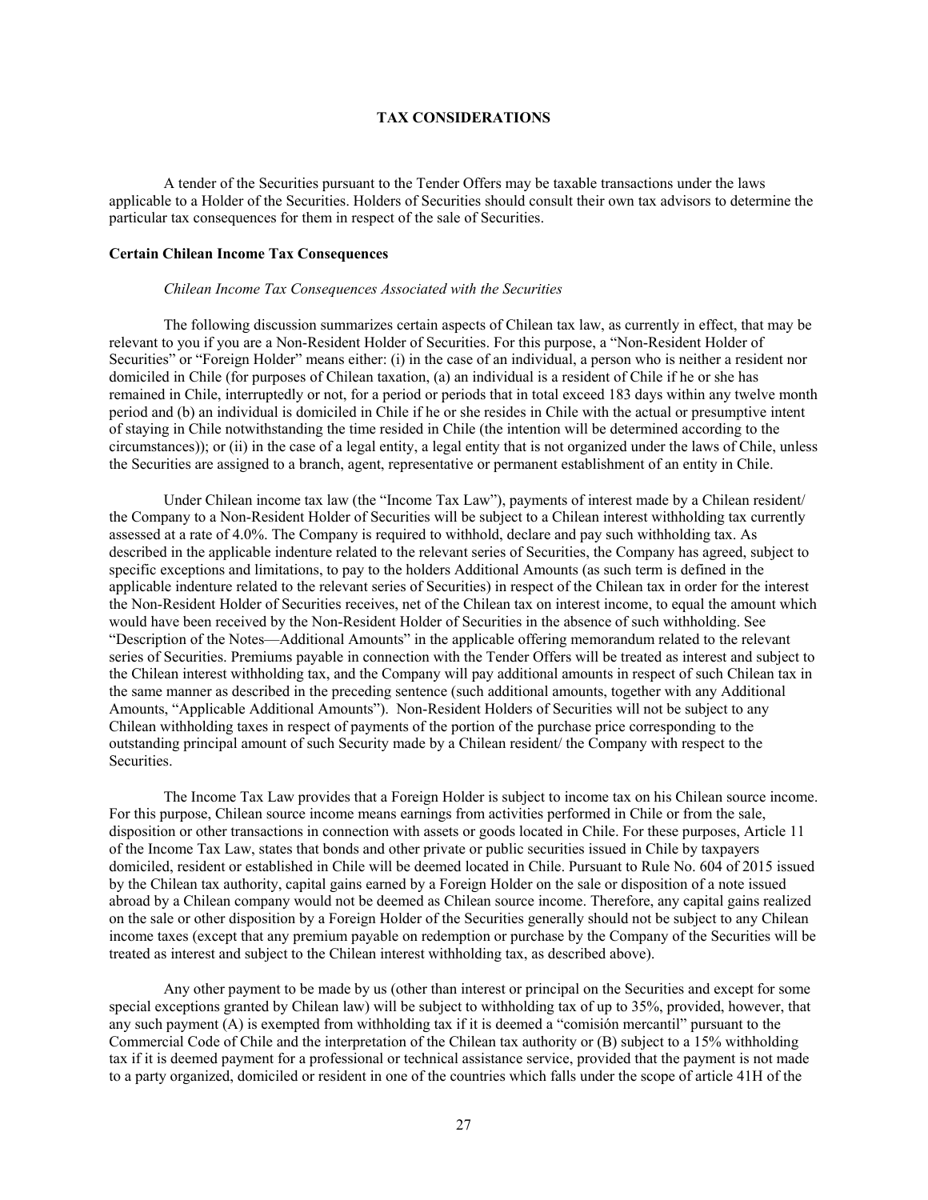## TAX CONSIDERATIONS

A tender of the Securities pursuant to the Tender Offers may be taxable transactions under the laws applicable to a Holder of the Securities. Holders of Securities should consult their own tax advisors to determine the particular tax consequences for them in respect of the sale of Securities.

### Certain Chilean Income Tax Consequences

*Chilean Income Tax Consequences Associated with the Securities*

The following discussion summarizes certain aspects of Chilean tax law, as currently in effect, that may be relevant to you if you are a Non-Resident Holder of Securities. For this purpose, a "Non-Resident Holder of Securities" or "Foreign Holder" means either: (i) in the case of an individual, a person who is neither a resident nor domiciled in Chile (for purposes of Chilean taxation, (a) an individual is a resident of Chile if he or she has remained in Chile, interruptedly or not, for a period or periods that in total exceed 183 days within any twelve month period and (b) an individual is domiciled in Chile if he or she resides in Chile with the actual or presumptive intent of staying in Chile notwithstanding the time resided in Chile (the intention will be determined according to the circumstances)); or (ii) in the case of a legal entity, a legal entity that is not organized under the laws of Chile, unless the Securities are assigned to a branch, agent, representative or permanent establishment of an entity in Chile.

Under Chilean income tax law (the "Income Tax Law"), payments of interest made by a Chilean resident/ the Company to a Non-Resident Holder of Securities will be subject to a Chilean interest withholding tax currently assessed at a rate of 4.0%. The Company is required to withhold, declare and pay such withholding tax. As described in the applicable indenture related to the relevant series of Securities, the Company has agreed, subject to specific exceptions and limitations, to pay to the holders Additional Amounts (as such term is defined in the applicable indenture related to the relevant series of Securities) in respect of the Chilean tax in order for the interest the Non-Resident Holder of Securities receives, net of the Chilean tax on interest income, to equal the amount which would have been received by the Non-Resident Holder of Securities in the absence of such withholding. See "Description of the Notes—Additional Amounts" in the applicable offering memorandum related to the relevant series of Securities. Premiums payable in connection with the Tender Offers will be treated as interest and subject to the Chilean interest withholding tax, and the Company will pay additional amounts in respect of such Chilean tax in the same manner as described in the preceding sentence (such additional amounts, together with any Additional Amounts, "Applicable Additional Amounts"). Non-Resident Holders of Securities will not be subject to any Chilean withholding taxes in respect of payments of the portion of the purchase price corresponding to the outstanding principal amount of such Security made by a Chilean resident/ the Company with respect to the Securities.

The Income Tax Law provides that a Foreign Holder is subject to income tax on his Chilean source income. For this purpose, Chilean source income means earnings from activities performed in Chile or from the sale, disposition or other transactions in connection with assets or goods located in Chile. For these purposes, Article 11 of the Income Tax Law, states that bonds and other private or public securities issued in Chile by taxpayers domiciled, resident or established in Chile will be deemed located in Chile. Pursuant to Rule No. 604 of 2015 issued by the Chilean tax authority, capital gains earned by a Foreign Holder on the sale or disposition of a note issued abroad by a Chilean company would not be deemed as Chilean source income. Therefore, any capital gains realized on the sale or other disposition by a Foreign Holder of the Securities generally should not be subject to any Chilean income taxes (except that any premium payable on redemption or purchase by the Company of the Securities will be treated as interest and subject to the Chilean interest withholding tax, as described above).

Any other payment to be made by us (other than interest or principal on the Securities and except for some special exceptions granted by Chilean law) will be subject to withholding tax of up to 35%, provided, however, that any such payment (A) is exempted from withholding tax if it is deemed a "comisión mercantil" pursuant to the Commercial Code of Chile and the interpretation of the Chilean tax authority or (B) subject to a 15% withholding tax if it is deemed payment for a professional or technical assistance service, provided that the payment is not made to a party organized, domiciled or resident in one of the countries which falls under the scope of article 41H of the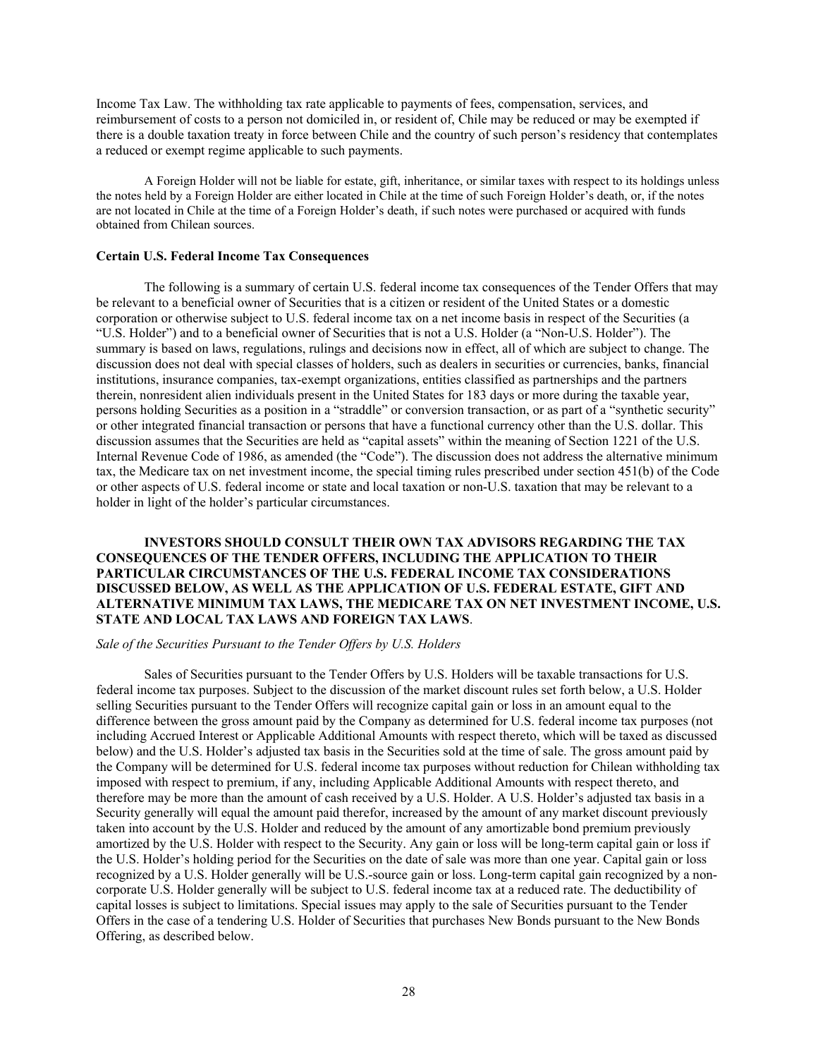Income Tax Law. The withholding tax rate applicable to payments of fees, compensation, services, and reimbursement of costs to a person not domiciled in, or resident of, Chile may be reduced or may be exempted if there is a double taxation treaty in force between Chile and the country of such person's residency that contemplates a reduced or exempt regime applicable to such payments.

A Foreign Holder will not be liable for estate, gift, inheritance, or similar taxes with respect to its holdings unless the notes held by a Foreign Holder are either located in Chile at the time of such Foreign Holder's death, or, if the notes are not located in Chile at the time of a Foreign Holder's death, if such notes were purchased or acquired with funds obtained from Chilean sources.

**Certain U.S. Federal Income Tax Consequences**

The following is a summary of certain U.S. federal income tax consequences of the Tender Offers that may be relevant to a beneficial owner of Securities that is a citizen or resident of the United States or a domestic corporation or otherwise subject to U.S. federal income tax on a net income basis in respect of the Securities (a "U.S. Holder") and to a beneficial owner of Securities that is not a U.S. Holder (a "Non-U.S. Holder"). The summary is based on laws, regulations, rulings and decisions now in effect, all of which are subject to change. The discussion does not deal with special classes of holders, such as dealers in securities or currencies, banks, financial institutions, insurance companies, tax-exempt organizations, entities classified as partnerships and the partners therein, nonresident alien individuals present in the United States for 183 days or more during the taxable year, persons holding Securities as a position in a "straddle" or conversion transaction, or as part of a "synthetic security" or other integrated financial transaction or persons that have a functional currency other than the U.S. dollar. This discussion assumes that the Securities are held as "capital assets" within the meaning of Section 1221 of the U.S. Internal Revenue Code of 1986, as amended (the "Code"). The discussion does not address the alternative minimum tax, the Medicare tax on net investment income, the special timing rules prescribed under section 451(b) of the Code or other aspects of U.S. federal income or state and local taxation or non-U.S. taxation that may be relevant to a holder in light of the holder's particular circumstances.

**INVESTORS SHOULD CONSULT THEIR OWN TAX ADVISORS REGARDING THE TAX CONSEQUENCES OF THE TENDER OFFERS, INCLUDING THE APPLICATION TO THEIR PARTICULAR CIRCUMSTANCES OF THE U.S. FEDERAL INCOME TAX CONSIDERATIONS DISCUSSED BELOW, AS WELL AS THE APPLICATION OF U.S. FEDERAL ESTATE, GIFT AND ALTERNATIVE MINIMUM TAX LAWS, THE MEDICARE TAX ON NET INVESTMENT INCOME, U.S. STATE AND LOCAL TAX LAWS AND FOREIGN TAX LAWS**.

*Sale of the Securities Pursuant to the Tender Offers by U.S. Holders*

Sales of Securities pursuant to the Tender Offers by U.S. Holders will be taxable transactions for U.S. federal income tax purposes. Subject to the discussion of the market discount rules set forth below, a U.S. Holder selling Securities pursuant to the Tender Offers will recognize capital gain or loss in an amount equal to the difference between the gross amount paid by the Company as determined for U.S. federal income tax purposes (not including Accrued Interest or Applicable Additional Amounts with respect thereto, which will be taxed as discussed below) and the U.S. Holder's adjusted tax basis in the Securities sold at the time of sale. The gross amount paid by the Company will be determined for U.S. federal income tax purposes without reduction for Chilean withholding tax imposed with respect to premium, if any, including Applicable Additional Amounts with respect thereto, and therefore may be more than the amount of cash received by a U.S. Holder. A U.S. Holder's adjusted tax basis in a Security generally will equal the amount paid therefor, increased by the amount of any market discount previously taken into account by the U.S. Holder and reduced by the amount of any amortizable bond premium previously amortized by the U.S. Holder with respect to the Security. Any gain or loss will be long-term capital gain or loss if the U.S. Holder's holding period for the Securities on the date of sale was more than one year. Capital gain or loss recognized by a U.S. Holder generally will be U.S.-source gain or loss. Long-term capital gain recognized by a non-corporate U.S. Holder generally will be subject to U.S. federal income tax at a reduced rate. The deductibility of capital losses is subject to limitations. Special issues may apply to the sale of Securities pursuant to the Tender Offers in the case of a tendering U.S. Holder of Securities that purchases New Bonds pursuant to the New Bonds Offering, as described below.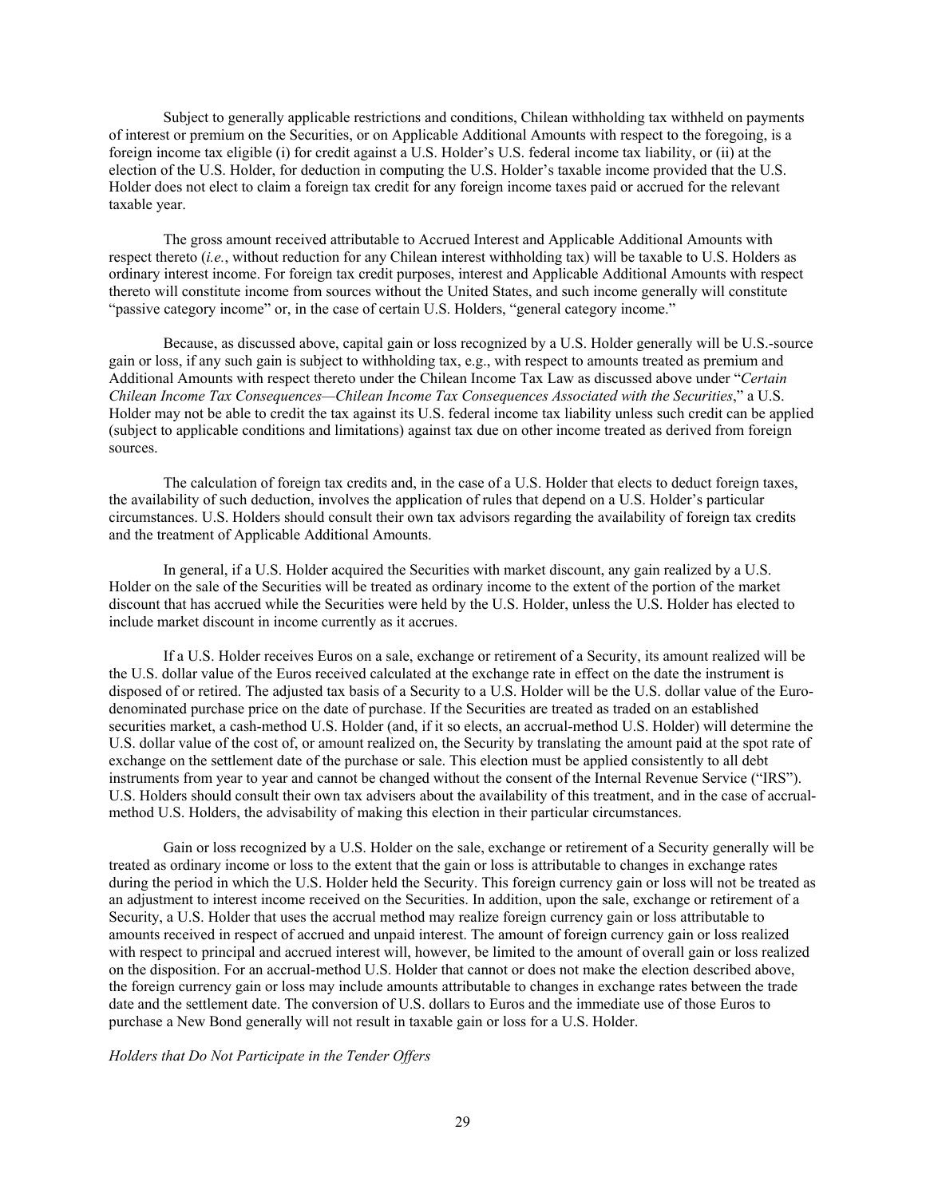Subject to generally applicable restrictions and conditions, Chilean withholding tax withheld on payments of interest or premium on the Securities, or on Applicable Additional Amounts with respect to the foregoing, is a foreign income tax eligible (i) for credit against a U.S. Holder's U.S. federal income tax liability, or (ii) at the election of the U.S. Holder, for deduction in computing the U.S. Holder's taxable income provided that the U.S. Holder does not elect to claim a foreign tax credit for any foreign income taxes paid or accrued for the relevant taxable year.

The gross amount received attributable to Accrued Interest and Applicable Additional Amounts with respect thereto (*i.e.*, without reduction for any Chilean interest withholding tax) will be taxable to U.S. Holders as ordinary interest income. For foreign tax credit purposes, interest and Applicable Additional Amounts with respect thereto will constitute income from sources without the United States, and such income generally will constitute "passive category income" or, in the case of certain U.S. Holders, "general category income."

Because, as discussed above, capital gain or loss recognized by a U.S. Holder generally will be U.S.-source gain or loss, if any such gain is subject to withholding tax, e.g., with respect to amounts treated as premium and Additional Amounts with respect thereto under the Chilean Income Tax Law as discussed above under "*Certain Chilean Income Tax Consequences—Chilean Income Tax Consequences Associated with the Securities*," a U.S. Holder may not be able to credit the tax against its U.S. federal income tax liability unless such credit can be applied (subject to applicable conditions and limitations) against tax due on other income treated as derived from foreign sources.

The calculation of foreign tax credits and, in the case of a U.S. Holder that elects to deduct foreign taxes, the availability of such deduction, involves the application of rules that depend on a U.S. Holder's particular circumstances. U.S. Holders should consult their own tax advisors regarding the availability of foreign tax credits and the treatment of Applicable Additional Amounts.

In general, if a U.S. Holder acquired the Securities with market discount, any gain realized by a U.S. Holder on the sale of the Securities will be treated as ordinary income to the extent of the portion of the market discount that has accrued while the Securities were held by the U.S. Holder, unless the U.S. Holder has elected to include market discount in income currently as it accrues.

If a U.S. Holder receives Euros on a sale, exchange or retirement of a Security, its amount realized will be the U.S. dollar value of the Euros received calculated at the exchange rate in effect on the date the instrument is disposed of or retired. The adjusted tax basis of a Security to a U.S. Holder will be the U.S. dollar value of the Euro-denominated purchase price on the date of purchase. If the Securities are treated as traded on an established securities market, a cash-method U.S. Holder (and, if it so elects, an accrual-method U.S. Holder) will determine the U.S. dollar value of the cost of, or amount realized on, the Security by translating the amount paid at the spot rate of exchange on the settlement date of the purchase or sale. This election must be applied consistently to all debt instruments from year to year and cannot be changed without the consent of the Internal Revenue Service ("IRS"). U.S. Holders should consult their own tax advisers about the availability of this treatment, and in the case of accrual-method U.S. Holders, the advisability of making this election in their particular circumstances.

Gain or loss recognized by a U.S. Holder on the sale, exchange or retirement of a Security generally will be treated as ordinary income or loss to the extent that the gain or loss is attributable to changes in exchange rates during the period in which the U.S. Holder held the Security. This foreign currency gain or loss will not be treated as an adjustment to interest income received on the Securities. In addition, upon the sale, exchange or retirement of a Security, a U.S. Holder that uses the accrual method may realize foreign currency gain or loss attributable to amounts received in respect of accrued and unpaid interest. The amount of foreign currency gain or loss realized with respect to principal and accrued interest will, however, be limited to the amount of overall gain or loss realized on the disposition. For an accrual-method U.S. Holder that cannot or does not make the election described above, the foreign currency gain or loss may include amounts attributable to changes in exchange rates between the trade date and the settlement date. The conversion of U.S. dollars to Euros and the immediate use of those Euros to purchase a New Bond generally will not result in taxable gain or loss for a U.S. Holder.

*Holders that Do Not Participate in the Tender Offers*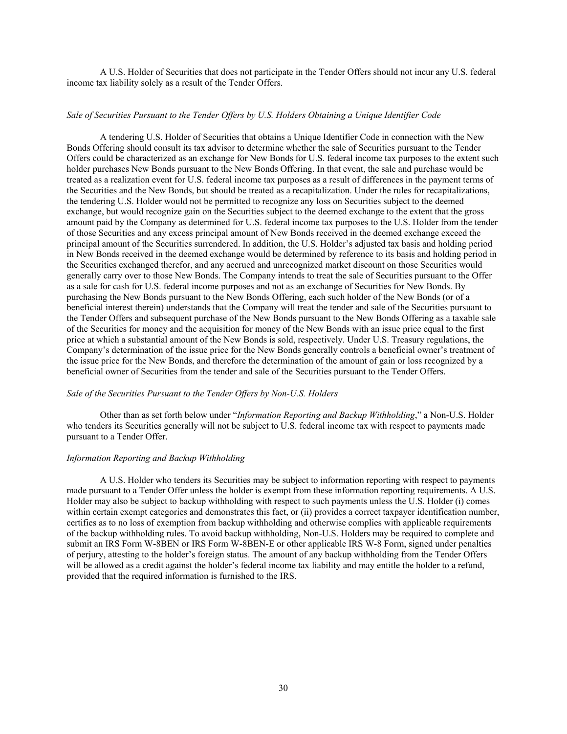A U.S. Holder of Securities that does not participate in the Tender Offers should not incur any U.S. federal income tax liability solely as a result of the Tender Offers.

*Sale of Securities Pursuant to the Tender Offers by U.S. Holders Obtaining a Unique Identifier Code*

A tendering U.S. Holder of Securities that obtains a Unique Identifier Code in connection with the New Bonds Offering should consult its tax advisor to determine whether the sale of Securities pursuant to the Tender Offers could be characterized as an exchange for New Bonds for U.S. federal income tax purposes to the extent such holder purchases New Bonds pursuant to the New Bonds Offering. In that event, the sale and purchase would be treated as a realization event for U.S. federal income tax purposes as a result of differences in the payment terms of the Securities and the New Bonds, but should be treated as a recapitalization. Under the rules for recapitalizations, the tendering U.S. Holder would not be permitted to recognize any loss on Securities subject to the deemed exchange, but would recognize gain on the Securities subject to the deemed exchange to the extent that the gross amount paid by the Company as determined for U.S. federal income tax purposes to the U.S. Holder from the tender of those Securities and any excess principal amount of New Bonds received in the deemed exchange exceed the principal amount of the Securities surrendered. In addition, the U.S. Holder's adjusted tax basis and holding period in New Bonds received in the deemed exchange would be determined by reference to its basis and holding period in the Securities exchanged therefor, and any accrued and unrecognized market discount on those Securities would generally carry over to those New Bonds. The Company intends to treat the sale of Securities pursuant to the Offer as a sale for cash for U.S. federal income purposes and not as an exchange of Securities for New Bonds. By purchasing the New Bonds pursuant to the New Bonds Offering, each such holder of the New Bonds (or of a beneficial interest therein) understands that the Company will treat the tender and sale of the Securities pursuant to the Tender Offers and subsequent purchase of the New Bonds pursuant to the New Bonds Offering as a taxable sale of the Securities for money and the acquisition for money of the New Bonds with an issue price equal to the first price at which a substantial amount of the New Bonds is sold, respectively. Under U.S. Treasury regulations, the Company's determination of the issue price for the New Bonds generally controls a beneficial owner's treatment of the issue price for the New Bonds, and therefore the determination of the amount of gain or loss recognized by a beneficial owner of Securities from the tender and sale of the Securities pursuant to the Tender Offers.

*Sale of the Securities Pursuant to the Tender Offers by Non-U.S. Holders*

Other than as set forth below under "*Information Reporting and Backup Withholding*," a Non-U.S. Holder who tenders its Securities generally will not be subject to U.S. federal income tax with respect to payments made pursuant to a Tender Offer.

*Information Reporting and Backup Withholding*

A U.S. Holder who tenders its Securities may be subject to information reporting with respect to payments made pursuant to a Tender Offer unless the holder is exempt from these information reporting requirements. A U.S. Holder may also be subject to backup withholding with respect to such payments unless the U.S. Holder (i) comes within certain exempt categories and demonstrates this fact, or (ii) provides a correct taxpayer identification number, certifies as to no loss of exemption from backup withholding and otherwise complies with applicable requirements of the backup withholding rules. To avoid backup withholding, Non-U.S. Holders may be required to complete and submit an IRS Form W-8BEN or IRS Form W-8BEN-E or other applicable IRS W-8 Form, signed under penalties of perjury, attesting to the holder's foreign status. The amount of any backup withholding from the Tender Offers will be allowed as a credit against the holder's federal income tax liability and may entitle the holder to a refund, provided that the required information is furnished to the IRS.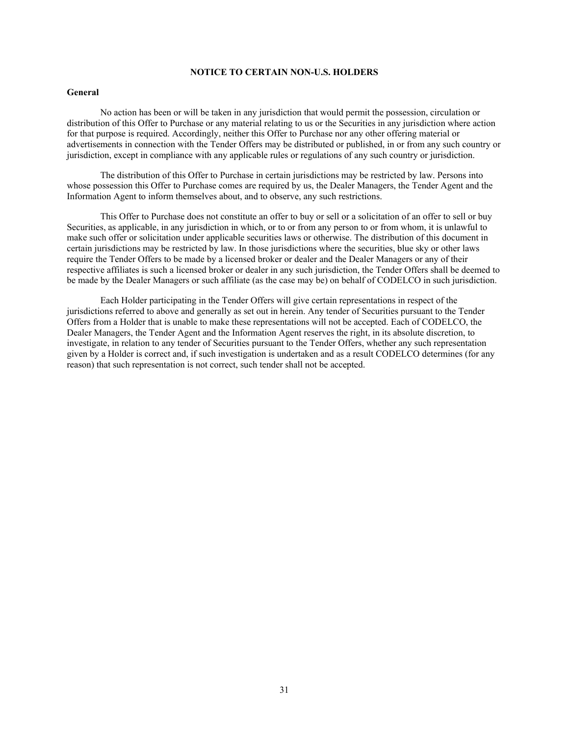## NOTICE TO CERTAIN NON-U.S. HOLDERS

### General

No action has been or will be taken in any jurisdiction that would permit the possession, circulation or distribution of this Offer to Purchase or any material relating to us or the Securities in any jurisdiction where action for that purpose is required. Accordingly, neither this Offer to Purchase nor any other offering material or advertisements in connection with the Tender Offers may be distributed or published, in or from any such country or jurisdiction, except in compliance with any applicable rules or regulations of any such country or jurisdiction.

The distribution of this Offer to Purchase in certain jurisdictions may be restricted by law. Persons into whose possession this Offer to Purchase comes are required by us, the Dealer Managers, the Tender Agent and the Information Agent to inform themselves about, and to observe, any such restrictions.

This Offer to Purchase does not constitute an offer to buy or sell or a solicitation of an offer to sell or buy Securities, as applicable, in any jurisdiction in which, or to or from any person to or from whom, it is unlawful to make such offer or solicitation under applicable securities laws or otherwise. The distribution of this document in certain jurisdictions may be restricted by law. In those jurisdictions where the securities, blue sky or other laws require the Tender Offers to be made by a licensed broker or dealer and the Dealer Managers or any of their respective affiliates is such a licensed broker or dealer in any such jurisdiction, the Tender Offers shall be deemed to be made by the Dealer Managers or such affiliate (as the case may be) on behalf of CODELCO in such jurisdiction.

Each Holder participating in the Tender Offers will give certain representations in respect of the jurisdictions referred to above and generally as set out in herein. Any tender of Securities pursuant to the Tender Offers from a Holder that is unable to make these representations will not be accepted. Each of CODELCO, the Dealer Managers, the Tender Agent and the Information Agent reserves the right, in its absolute discretion, to investigate, in relation to any tender of Securities pursuant to the Tender Offers, whether any such representation given by a Holder is correct and, if such investigation is undertaken and as a result CODELCO determines (for any reason) that such representation is not correct, such tender shall not be accepted.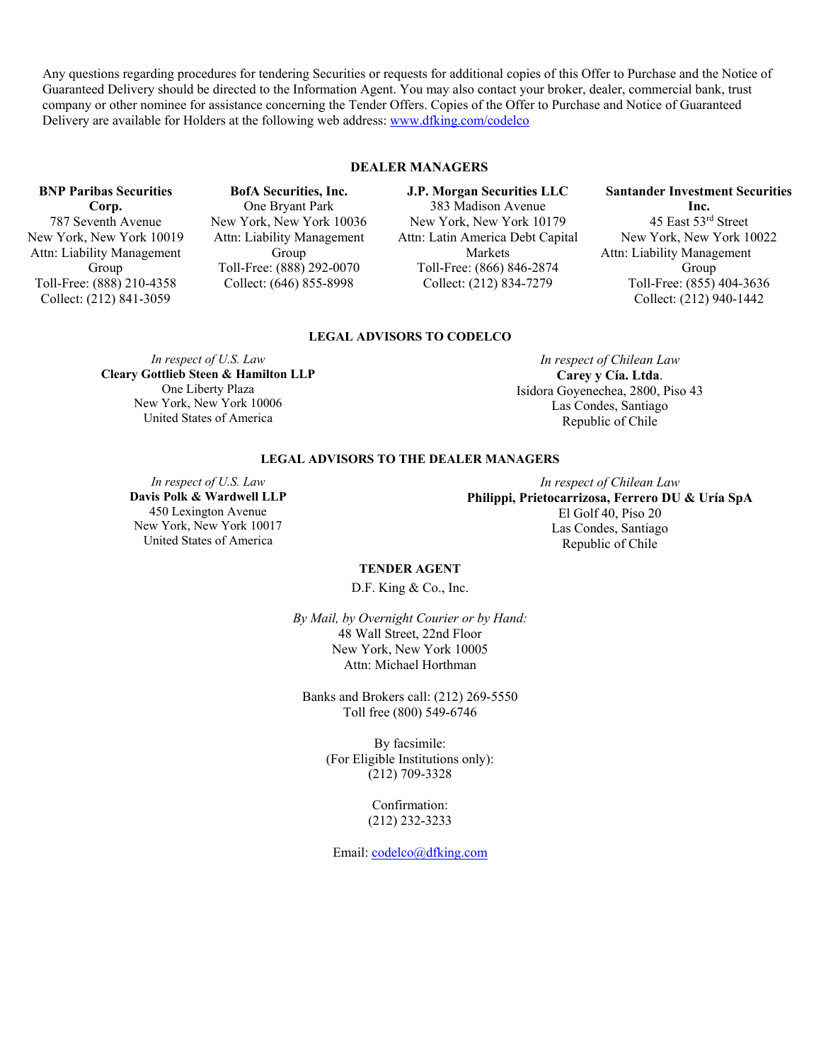Any questions regarding procedures for tendering Securities or requests for additional copies of this Offer to Purchase and the Notice of Guaranteed Delivery should be directed to the Information Agent. You may also contact your broker, dealer, commercial bank, trust company or other nominee for assistance concerning the Tender Offers. Copies of the Offer to Purchase and Notice of Guaranteed Delivery are available for Holders at the following web address: www.dfking.com/codelco

**DEALER MANAGERS**

**BNP Paribas Securities Corp.**
787 Seventh Avenue
New York, New York 10019
Attn: Liability Management Group
Toll-Free: (888) 210-4358
Collect: (212) 841-3059

**BofA Securities, Inc.**
One Bryant Park
New York, New York 10036
Attn: Liability Management Group
Toll-Free: (888) 292-0070
Collect: (646) 855-8998

**J.P. Morgan Securities LLC**
383 Madison Avenue
New York, New York 10179
Attn: Latin America Debt Capital Markets
Toll-Free: (866) 846-2874
Collect: (212) 834-7279

**Santander Investment Securities Inc.**
45 East 53rd Street
New York, New York 10022
Attn: Liability Management Group
Toll-Free: (855) 404-3636
Collect: (212) 940-1442

**LEGAL ADVISORS TO CODELCO**

*In respect of U.S. Law*
**Cleary Gottlieb Steen & Hamilton LLP**
One Liberty Plaza
New York, New York 10006
United States of America

*In respect of Chilean Law*
**Carey y Cía. Ltda**.
Isidora Goyenechea, 2800, Piso 43
Las Condes, Santiago
Republic of Chile

**LEGAL ADVISORS TO THE DEALER MANAGERS**

*In respect of U.S. Law*
**Davis Polk & Wardwell LLP**
450 Lexington Avenue
New York, New York 10017
United States of America

*In respect of Chilean Law*
**Philippi, Prietocarrizosa, Ferrero DU & Uría SpA**
El Golf 40, Piso 20
Las Condes, Santiago
Republic of Chile

**TENDER AGENT**

D.F. King & Co., Inc.

*By Mail, by Overnight Courier or by Hand:*
48 Wall Street, 22nd Floor
New York, New York 10005
Attn: Michael Horthman

Banks and Brokers call: (212) 269-5550
Toll free (800) 549-6746

By facsimile:
(For Eligible Institutions only):
(212) 709-3328

Confirmation:
(212) 232-3233

Email: codelco@dfking.com